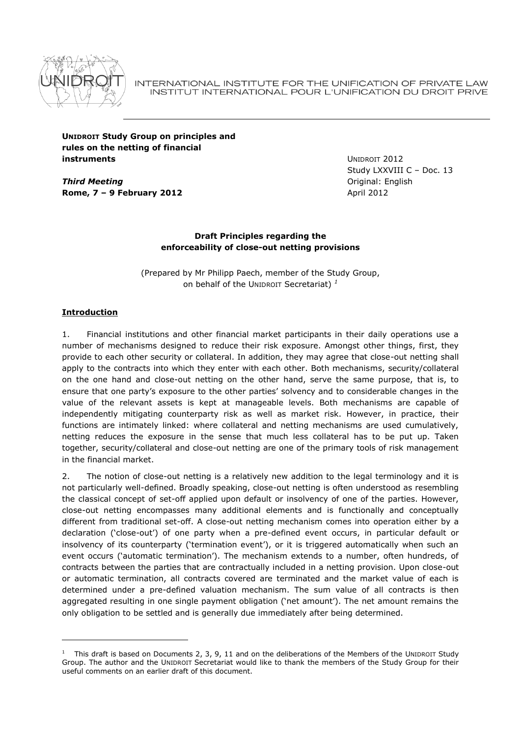INTERNATIONAL INSTITUTE FOR THE UNIFICATION OF PRIVATE LAW
INSTITUT INTERNATIONAL POUR L'UNIFICATION DU DROIT PRIVE

**UNIDROIT Study Group on principles and rules on the netting of financial instruments**

***Third Meeting***
**Rome, 7 – 9 February 2012**

UNIDROIT 2012
Study LXXVIII C – Doc. 13
Original: English
April 2012

**Draft Principles regarding the enforceability of close-out netting provisions**

(Prepared by Mr Philipp Paech, member of the Study Group, on behalf of the UNIDROIT Secretariat) [1]

## Introduction

1. Financial institutions and other financial market participants in their daily operations use a number of mechanisms designed to reduce their risk exposure. Amongst other things, first, they provide to each other security or collateral. In addition, they may agree that close-out netting shall apply to the contracts into which they enter with each other. Both mechanisms, security/collateral on the one hand and close-out netting on the other hand, serve the same purpose, that is, to ensure that one party's exposure to the other parties' solvency and to considerable changes in the value of the relevant assets is kept at manageable levels. Both mechanisms are capable of independently mitigating counterparty risk as well as market risk. However, in practice, their functions are intimately linked: where collateral and netting mechanisms are used cumulatively, netting reduces the exposure in the sense that much less collateral has to be put up. Taken together, security/collateral and close-out netting are one of the primary tools of risk management in the financial market.

2. The notion of close-out netting is a relatively new addition to the legal terminology and it is not particularly well-defined. Broadly speaking, close-out netting is often understood as resembling the classical concept of set-off applied upon default or insolvency of one of the parties. However, close-out netting encompasses many additional elements and is functionally and conceptually different from traditional set-off. A close-out netting mechanism comes into operation either by a declaration ('close-out') of one party when a pre-defined event occurs, in particular default or insolvency of its counterparty ('termination event'), or it is triggered automatically when such an event occurs ('automatic termination'). The mechanism extends to a number, often hundreds, of contracts between the parties that are contractually included in a netting provision. Upon close-out or automatic termination, all contracts covered are terminated and the market value of each is determined under a pre-defined valuation mechanism. The sum value of all contracts is then aggregated resulting in one single payment obligation ('net amount'). The net amount remains the only obligation to be settled and is generally due immediately after being determined.

---

[1] This draft is based on Documents 2, 3, 9, 11 and on the deliberations of the Members of the UNIDROIT Study Group. The author and the UNIDROIT Secretariat would like to thank the members of the Study Group for their useful comments on an earlier draft of this document.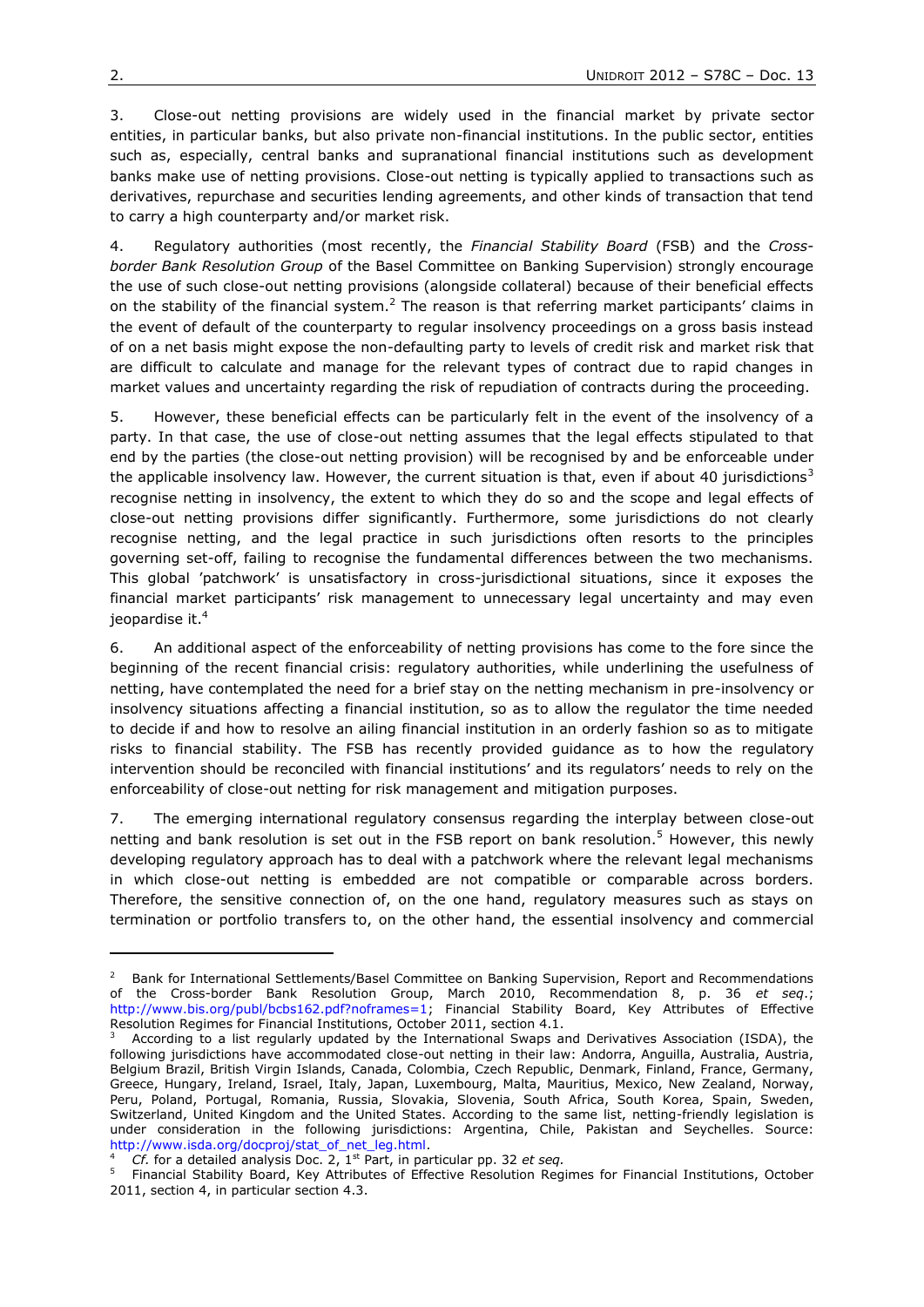3. Close-out netting provisions are widely used in the financial market by private sector entities, in particular banks, but also private non-financial institutions. In the public sector, entities such as, especially, central banks and supranational financial institutions such as development banks make use of netting provisions. Close-out netting is typically applied to transactions such as derivatives, repurchase and securities lending agreements, and other kinds of transaction that tend to carry a high counterparty and/or market risk.

4. Regulatory authorities (most recently, the *Financial Stability Board* (FSB) and the *Cross-border Bank Resolution Group* of the Basel Committee on Banking Supervision) strongly encourage the use of such close-out netting provisions (alongside collateral) because of their beneficial effects on the stability of the financial system.[2] The reason is that referring market participants' claims in the event of default of the counterparty to regular insolvency proceedings on a gross basis instead of on a net basis might expose the non-defaulting party to levels of credit risk and market risk that are difficult to calculate and manage for the relevant types of contract due to rapid changes in market values and uncertainty regarding the risk of repudiation of contracts during the proceeding.

5. However, these beneficial effects can be particularly felt in the event of the insolvency of a party. In that case, the use of close-out netting assumes that the legal effects stipulated to that end by the parties (the close-out netting provision) will be recognised by and be enforceable under the applicable insolvency law. However, the current situation is that, even if about 40 jurisdictions[3] recognise netting in insolvency, the extent to which they do so and the scope and legal effects of close-out netting provisions differ significantly. Furthermore, some jurisdictions do not clearly recognise netting, and the legal practice in such jurisdictions often resorts to the principles governing set-off, failing to recognise the fundamental differences between the two mechanisms. This global 'patchwork' is unsatisfactory in cross-jurisdictional situations, since it exposes the financial market participants' risk management to unnecessary legal uncertainty and may even jeopardise it.[4]

6. An additional aspect of the enforceability of netting provisions has come to the fore since the beginning of the recent financial crisis: regulatory authorities, while underlining the usefulness of netting, have contemplated the need for a brief stay on the netting mechanism in pre-insolvency or insolvency situations affecting a financial institution, so as to allow the regulator the time needed to decide if and how to resolve an ailing financial institution in an orderly fashion so as to mitigate risks to financial stability. The FSB has recently provided guidance as to how the regulatory intervention should be reconciled with financial institutions' and its regulators' needs to rely on the enforceability of close-out netting for risk management and mitigation purposes.

7. The emerging international regulatory consensus regarding the interplay between close-out netting and bank resolution is set out in the FSB report on bank resolution.[5] However, this newly developing regulatory approach has to deal with a patchwork where the relevant legal mechanisms in which close-out netting is embedded are not compatible or comparable across borders. Therefore, the sensitive connection of, on the one hand, regulatory measures such as stays on termination or portfolio transfers to, on the other hand, the essential insolvency and commercial

---

[2] Bank for International Settlements/Basel Committee on Banking Supervision, Report and Recommendations of the Cross-border Bank Resolution Group, March 2010, Recommendation 8, p. 36 *et seq*.; http://www.bis.org/publ/bcbs162.pdf?noframes=1; Financial Stability Board, Key Attributes of Effective Resolution Regimes for Financial Institutions, October 2011, section 4.1.

[3] According to a list regularly updated by the International Swaps and Derivatives Association (ISDA), the following jurisdictions have accommodated close-out netting in their law: Andorra, Anguilla, Australia, Austria, Belgium Brazil, British Virgin Islands, Canada, Colombia, Czech Republic, Denmark, Finland, France, Germany, Greece, Hungary, Ireland, Israel, Italy, Japan, Luxembourg, Malta, Mauritius, Mexico, New Zealand, Norway, Peru, Poland, Portugal, Romania, Russia, Slovakia, Slovenia, South Africa, South Korea, Spain, Sweden, Switzerland, United Kingdom and the United States. According to the same list, netting-friendly legislation is under consideration in the following jurisdictions: Argentina, Chile, Pakistan and Seychelles. Source: http://www.isda.org/docproj/stat_of_net_leg.html.

[4] *Cf.* for a detailed analysis Doc. 2, 1st Part, in particular pp. 32 *et seq.*

[5] Financial Stability Board, Key Attributes of Effective Resolution Regimes for Financial Institutions, October 2011, section 4, in particular section 4.3.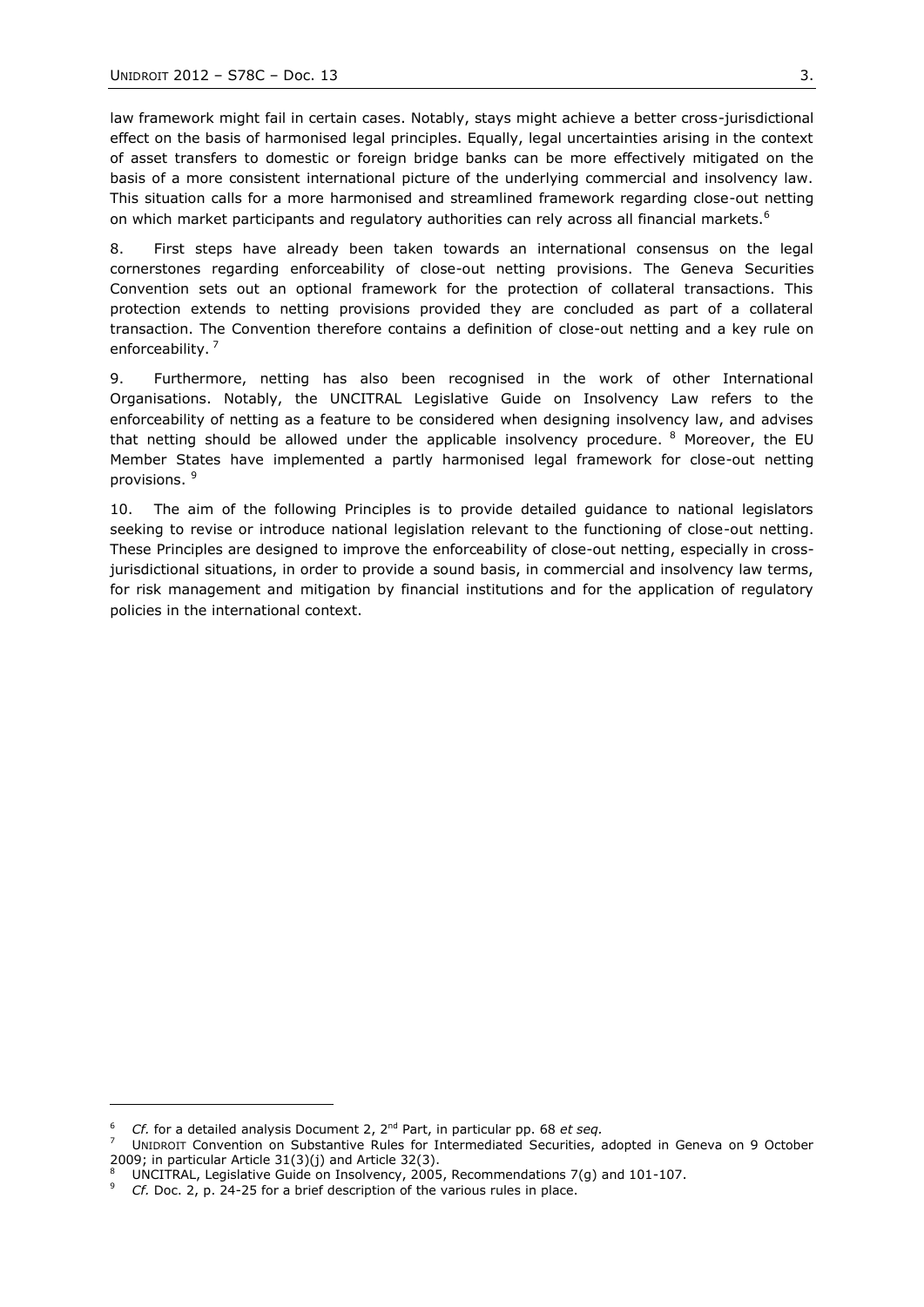law framework might fail in certain cases. Notably, stays might achieve a better cross-jurisdictional effect on the basis of harmonised legal principles. Equally, legal uncertainties arising in the context of asset transfers to domestic or foreign bridge banks can be more effectively mitigated on the basis of a more consistent international picture of the underlying commercial and insolvency law. This situation calls for a more harmonised and streamlined framework regarding close-out netting on which market participants and regulatory authorities can rely across all financial markets.[6]

8. First steps have already been taken towards an international consensus on the legal cornerstones regarding enforceability of close-out netting provisions. The Geneva Securities Convention sets out an optional framework for the protection of collateral transactions. This protection extends to netting provisions provided they are concluded as part of a collateral transaction. The Convention therefore contains a definition of close-out netting and a key rule on enforceability.[7]

9. Furthermore, netting has also been recognised in the work of other International Organisations. Notably, the UNCITRAL Legislative Guide on Insolvency Law refers to the enforceability of netting as a feature to be considered when designing insolvency law, and advises that netting should be allowed under the applicable insolvency procedure.[8] Moreover, the EU Member States have implemented a partly harmonised legal framework for close-out netting provisions.[9]

10. The aim of the following Principles is to provide detailed guidance to national legislators seeking to revise or introduce national legislation relevant to the functioning of close-out netting. These Principles are designed to improve the enforceability of close-out netting, especially in cross-jurisdictional situations, in order to provide a sound basis, in commercial and insolvency law terms, for risk management and mitigation by financial institutions and for the application of regulatory policies in the international context.

---

[6] *Cf.* for a detailed analysis Document 2, 2nd Part, in particular pp. 68 *et seq.*

[7] UNIDROIT Convention on Substantive Rules for Intermediated Securities, adopted in Geneva on 9 October 2009; in particular Article 31(3)(j) and Article 32(3).

[8] UNCITRAL, Legislative Guide on Insolvency, 2005, Recommendations 7(g) and 101-107.

[9] *Cf.* Doc. 2, p. 24-25 for a brief description of the various rules in place.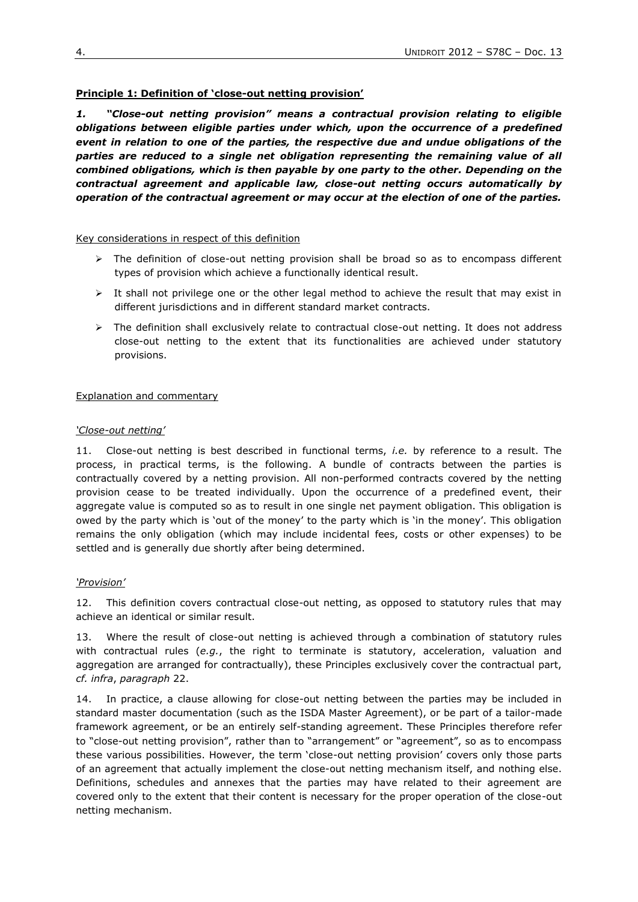**Principle 1: Definition of 'close-out netting provision'**

***1. "Close-out netting provision" means a contractual provision relating to eligible obligations between eligible parties under which, upon the occurrence of a predefined event in relation to one of the parties, the respective due and undue obligations of the parties are reduced to a single net obligation representing the remaining value of all combined obligations, which is then payable by one party to the other. Depending on the contractual agreement and applicable law, close-out netting occurs automatically by operation of the contractual agreement or may occur at the election of one of the parties.***

Key considerations in respect of this definition

- The definition of close-out netting provision shall be broad so as to encompass different types of provision which achieve a functionally identical result.
- It shall not privilege one or the other legal method to achieve the result that may exist in different jurisdictions and in different standard market contracts.
- The definition shall exclusively relate to contractual close-out netting. It does not address close-out netting to the extent that its functionalities are achieved under statutory provisions.

Explanation and commentary

*'Close-out netting'*

11. Close-out netting is best described in functional terms, *i.e.* by reference to a result. The process, in practical terms, is the following. A bundle of contracts between the parties is contractually covered by a netting provision. All non-performed contracts covered by the netting provision cease to be treated individually. Upon the occurrence of a predefined event, their aggregate value is computed so as to result in one single net payment obligation. This obligation is owed by the party which is 'out of the money' to the party which is 'in the money'. This obligation remains the only obligation (which may include incidental fees, costs or other expenses) to be settled and is generally due shortly after being determined.

*'Provision'*

12. This definition covers contractual close-out netting, as opposed to statutory rules that may achieve an identical or similar result.

13. Where the result of close-out netting is achieved through a combination of statutory rules with contractual rules (*e.g.*, the right to terminate is statutory, acceleration, valuation and aggregation are arranged for contractually), these Principles exclusively cover the contractual part, *cf. infra*, *paragraph* 22.

14. In practice, a clause allowing for close-out netting between the parties may be included in standard master documentation (such as the ISDA Master Agreement), or be part of a tailor-made framework agreement, or be an entirely self-standing agreement. These Principles therefore refer to "close-out netting provision", rather than to "arrangement" or "agreement", so as to encompass these various possibilities. However, the term 'close-out netting provision' covers only those parts of an agreement that actually implement the close-out netting mechanism itself, and nothing else. Definitions, schedules and annexes that the parties may have related to their agreement are covered only to the extent that their content is necessary for the proper operation of the close-out netting mechanism.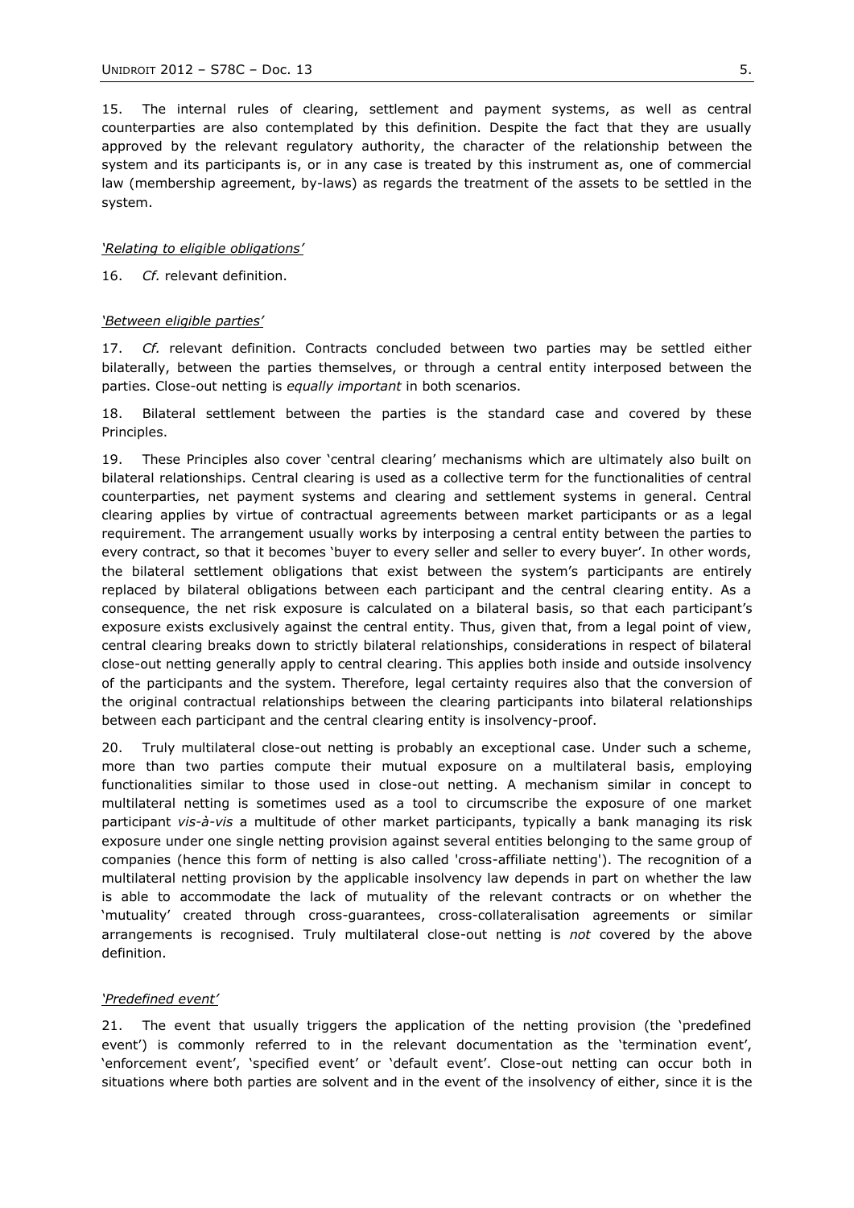15. The internal rules of clearing, settlement and payment systems, as well as central counterparties are also contemplated by this definition. Despite the fact that they are usually approved by the relevant regulatory authority, the character of the relationship between the system and its participants is, or in any case is treated by this instrument as, one of commercial law (membership agreement, by-laws) as regards the treatment of the assets to be settled in the system.

*'Relating to eligible obligations'*

16. *Cf.* relevant definition.

*'Between eligible parties'*

17. *Cf.* relevant definition. Contracts concluded between two parties may be settled either bilaterally, between the parties themselves, or through a central entity interposed between the parties. Close-out netting is *equally important* in both scenarios.

18. Bilateral settlement between the parties is the standard case and covered by these Principles.

19. These Principles also cover 'central clearing' mechanisms which are ultimately also built on bilateral relationships. Central clearing is used as a collective term for the functionalities of central counterparties, net payment systems and clearing and settlement systems in general. Central clearing applies by virtue of contractual agreements between market participants or as a legal requirement. The arrangement usually works by interposing a central entity between the parties to every contract, so that it becomes 'buyer to every seller and seller to every buyer'. In other words, the bilateral settlement obligations that exist between the system's participants are entirely replaced by bilateral obligations between each participant and the central clearing entity. As a consequence, the net risk exposure is calculated on a bilateral basis, so that each participant's exposure exists exclusively against the central entity. Thus, given that, from a legal point of view, central clearing breaks down to strictly bilateral relationships, considerations in respect of bilateral close-out netting generally apply to central clearing. This applies both inside and outside insolvency of the participants and the system. Therefore, legal certainty requires also that the conversion of the original contractual relationships between the clearing participants into bilateral relationships between each participant and the central clearing entity is insolvency-proof.

20. Truly multilateral close-out netting is probably an exceptional case. Under such a scheme, more than two parties compute their mutual exposure on a multilateral basis, employing functionalities similar to those used in close-out netting. A mechanism similar in concept to multilateral netting is sometimes used as a tool to circumscribe the exposure of one market participant *vis-à-vis* a multitude of other market participants, typically a bank managing its risk exposure under one single netting provision against several entities belonging to the same group of companies (hence this form of netting is also called 'cross-affiliate netting'). The recognition of a multilateral netting provision by the applicable insolvency law depends in part on whether the law is able to accommodate the lack of mutuality of the relevant contracts or on whether the 'mutuality' created through cross-guarantees, cross-collateralisation agreements or similar arrangements is recognised. Truly multilateral close-out netting is *not* covered by the above definition.

*'Predefined event'*

21. The event that usually triggers the application of the netting provision (the 'predefined event') is commonly referred to in the relevant documentation as the 'termination event', 'enforcement event', 'specified event' or 'default event'. Close-out netting can occur both in situations where both parties are solvent and in the event of the insolvency of either, since it is the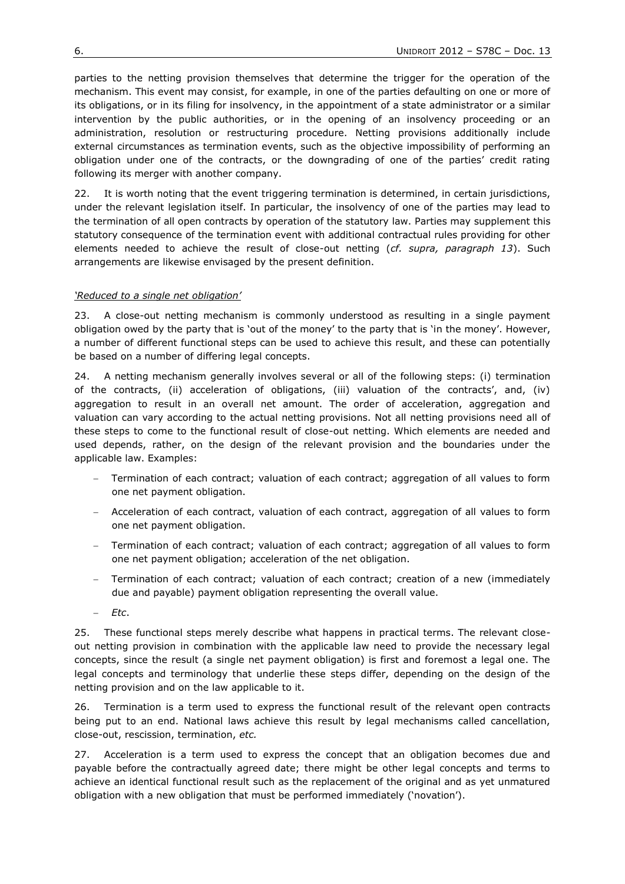parties to the netting provision themselves that determine the trigger for the operation of the mechanism. This event may consist, for example, in one of the parties defaulting on one or more of its obligations, or in its filing for insolvency, in the appointment of a state administrator or a similar intervention by the public authorities, or in the opening of an insolvency proceeding or an administration, resolution or restructuring procedure. Netting provisions additionally include external circumstances as termination events, such as the objective impossibility of performing an obligation under one of the contracts, or the downgrading of one of the parties' credit rating following its merger with another company.

22. It is worth noting that the event triggering termination is determined, in certain jurisdictions, under the relevant legislation itself. In particular, the insolvency of one of the parties may lead to the termination of all open contracts by operation of the statutory law. Parties may supplement this statutory consequence of the termination event with additional contractual rules providing for other elements needed to achieve the result of close-out netting (*cf. supra, paragraph 13*). Such arrangements are likewise envisaged by the present definition.

*'Reduced to a single net obligation'*

23. A close-out netting mechanism is commonly understood as resulting in a single payment obligation owed by the party that is 'out of the money' to the party that is 'in the money'. However, a number of different functional steps can be used to achieve this result, and these can potentially be based on a number of differing legal concepts.

24. A netting mechanism generally involves several or all of the following steps: (i) termination of the contracts, (ii) acceleration of obligations, (iii) valuation of the contracts', and, (iv) aggregation to result in an overall net amount. The order of acceleration, aggregation and valuation can vary according to the actual netting provisions. Not all netting provisions need all of these steps to come to the functional result of close-out netting. Which elements are needed and used depends, rather, on the design of the relevant provision and the boundaries under the applicable law. Examples:

- Termination of each contract; valuation of each contract; aggregation of all values to form one net payment obligation.
- Acceleration of each contract, valuation of each contract, aggregation of all values to form one net payment obligation.
- Termination of each contract; valuation of each contract; aggregation of all values to form one net payment obligation; acceleration of the net obligation.
- Termination of each contract; valuation of each contract; creation of a new (immediately due and payable) payment obligation representing the overall value.
- *Etc*.

25. These functional steps merely describe what happens in practical terms. The relevant close-out netting provision in combination with the applicable law need to provide the necessary legal concepts, since the result (a single net payment obligation) is first and foremost a legal one. The legal concepts and terminology that underlie these steps differ, depending on the design of the netting provision and on the law applicable to it.

26. Termination is a term used to express the functional result of the relevant open contracts being put to an end. National laws achieve this result by legal mechanisms called cancellation, close-out, rescission, termination, *etc.*

27. Acceleration is a term used to express the concept that an obligation becomes due and payable before the contractually agreed date; there might be other legal concepts and terms to achieve an identical functional result such as the replacement of the original and as yet unmatured obligation with a new obligation that must be performed immediately ('novation').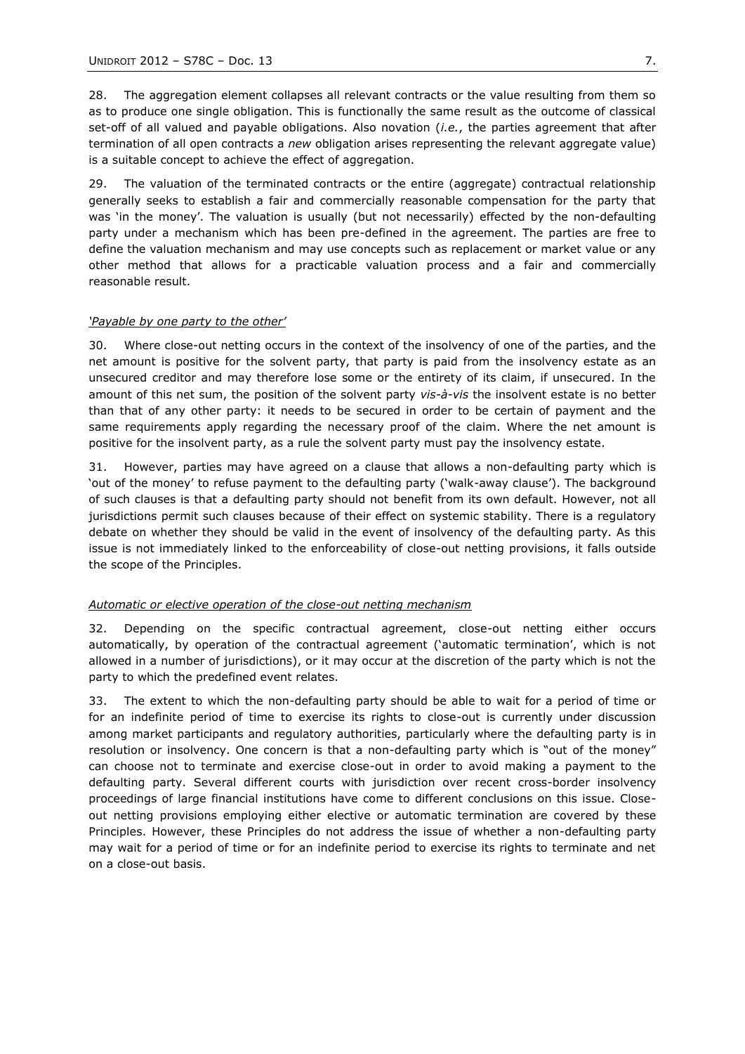28. The aggregation element collapses all relevant contracts or the value resulting from them so as to produce one single obligation. This is functionally the same result as the outcome of classical set-off of all valued and payable obligations. Also novation (*i.e.*, the parties agreement that after termination of all open contracts a *new* obligation arises representing the relevant aggregate value) is a suitable concept to achieve the effect of aggregation.

29. The valuation of the terminated contracts or the entire (aggregate) contractual relationship generally seeks to establish a fair and commercially reasonable compensation for the party that was 'in the money'. The valuation is usually (but not necessarily) effected by the non-defaulting party under a mechanism which has been pre-defined in the agreement. The parties are free to define the valuation mechanism and may use concepts such as replacement or market value or any other method that allows for a practicable valuation process and a fair and commercially reasonable result.

*<u>'Payable by one party to the other'</u>*

30. Where close-out netting occurs in the context of the insolvency of one of the parties, and the net amount is positive for the solvent party, that party is paid from the insolvency estate as an unsecured creditor and may therefore lose some or the entirety of its claim, if unsecured. In the amount of this net sum, the position of the solvent party *vis-à-vis* the insolvent estate is no better than that of any other party: it needs to be secured in order to be certain of payment and the same requirements apply regarding the necessary proof of the claim. Where the net amount is positive for the insolvent party, as a rule the solvent party must pay the insolvency estate.

31. However, parties may have agreed on a clause that allows a non-defaulting party which is 'out of the money' to refuse payment to the defaulting party ('walk-away clause'). The background of such clauses is that a defaulting party should not benefit from its own default. However, not all jurisdictions permit such clauses because of their effect on systemic stability. There is a regulatory debate on whether they should be valid in the event of insolvency of the defaulting party. As this issue is not immediately linked to the enforceability of close-out netting provisions, it falls outside the scope of the Principles.

*<u>Automatic or elective operation of the close-out netting mechanism</u>*

32. Depending on the specific contractual agreement, close-out netting either occurs automatically, by operation of the contractual agreement ('automatic termination', which is not allowed in a number of jurisdictions), or it may occur at the discretion of the party which is not the party to which the predefined event relates.

33. The extent to which the non-defaulting party should be able to wait for a period of time or for an indefinite period of time to exercise its rights to close-out is currently under discussion among market participants and regulatory authorities, particularly where the defaulting party is in resolution or insolvency. One concern is that a non-defaulting party which is "out of the money" can choose not to terminate and exercise close-out in order to avoid making a payment to the defaulting party. Several different courts with jurisdiction over recent cross-border insolvency proceedings of large financial institutions have come to different conclusions on this issue. Close-out netting provisions employing either elective or automatic termination are covered by these Principles. However, these Principles do not address the issue of whether a non-defaulting party may wait for a period of time or for an indefinite period to exercise its rights to terminate and net on a close-out basis.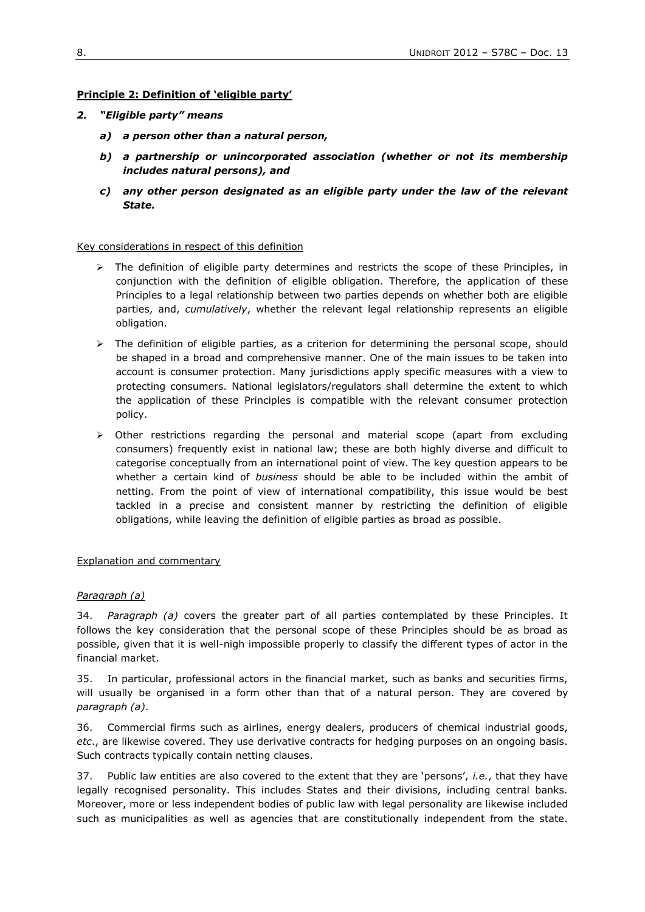**Principle 2: Definition of 'eligible party'**

***2. "Eligible party" means***

- ***a) a person other than a natural person,***
- ***b) a partnership or unincorporated association (whether or not its membership includes natural persons), and***
- ***c) any other person designated as an eligible party under the law of the relevant State.***

Key considerations in respect of this definition

- The definition of eligible party determines and restricts the scope of these Principles, in conjunction with the definition of eligible obligation. Therefore, the application of these Principles to a legal relationship between two parties depends on whether both are eligible parties, and, *cumulatively*, whether the relevant legal relationship represents an eligible obligation.
- The definition of eligible parties, as a criterion for determining the personal scope, should be shaped in a broad and comprehensive manner. One of the main issues to be taken into account is consumer protection. Many jurisdictions apply specific measures with a view to protecting consumers. National legislators/regulators shall determine the extent to which the application of these Principles is compatible with the relevant consumer protection policy.
- Other restrictions regarding the personal and material scope (apart from excluding consumers) frequently exist in national law; these are both highly diverse and difficult to categorise conceptually from an international point of view. The key question appears to be whether a certain kind of *business* should be able to be included within the ambit of netting. From the point of view of international compatibility, this issue would be best tackled in a precise and consistent manner by restricting the definition of eligible obligations, while leaving the definition of eligible parties as broad as possible.

Explanation and commentary

*Paragraph (a)*

34. *Paragraph (a)* covers the greater part of all parties contemplated by these Principles. It follows the key consideration that the personal scope of these Principles should be as broad as possible, given that it is well-nigh impossible properly to classify the different types of actor in the financial market.

35. In particular, professional actors in the financial market, such as banks and securities firms, will usually be organised in a form other than that of a natural person. They are covered by *paragraph (a)*.

36. Commercial firms such as airlines, energy dealers, producers of chemical industrial goods, *etc*., are likewise covered. They use derivative contracts for hedging purposes on an ongoing basis. Such contracts typically contain netting clauses.

37. Public law entities are also covered to the extent that they are 'persons', *i.e.*, that they have legally recognised personality. This includes States and their divisions, including central banks. Moreover, more or less independent bodies of public law with legal personality are likewise included such as municipalities as well as agencies that are constitutionally independent from the state.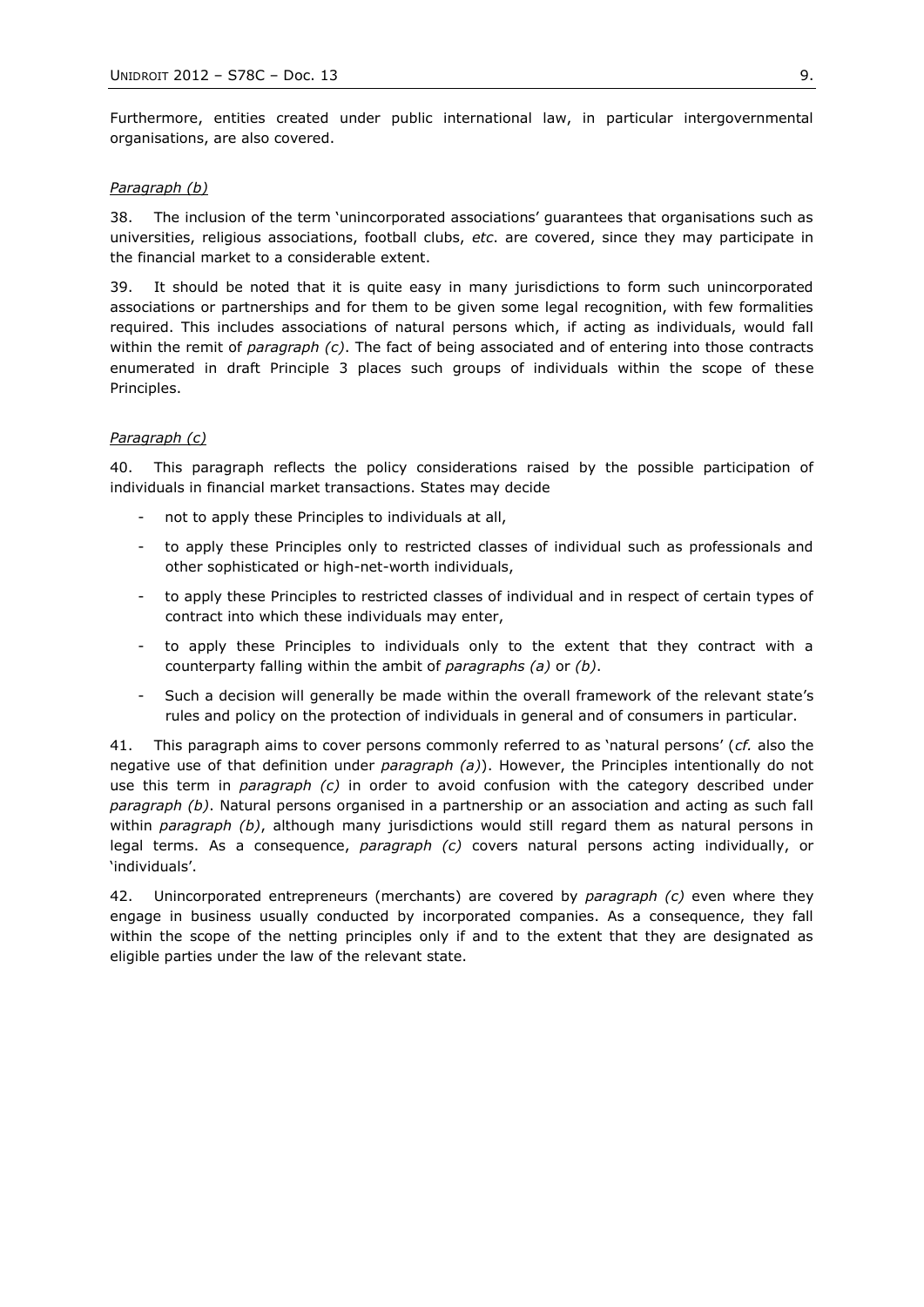Furthermore, entities created under public international law, in particular intergovernmental organisations, are also covered.

*Paragraph (b)*

38. The inclusion of the term 'unincorporated associations' guarantees that organisations such as universities, religious associations, football clubs, *etc*. are covered, since they may participate in the financial market to a considerable extent.

39. It should be noted that it is quite easy in many jurisdictions to form such unincorporated associations or partnerships and for them to be given some legal recognition, with few formalities required. This includes associations of natural persons which, if acting as individuals, would fall within the remit of *paragraph (c)*. The fact of being associated and of entering into those contracts enumerated in draft Principle 3 places such groups of individuals within the scope of these Principles.

*Paragraph (c)*

40. This paragraph reflects the policy considerations raised by the possible participation of individuals in financial market transactions. States may decide

- not to apply these Principles to individuals at all,
- to apply these Principles only to restricted classes of individual such as professionals and other sophisticated or high-net-worth individuals,
- to apply these Principles to restricted classes of individual and in respect of certain types of contract into which these individuals may enter,
- to apply these Principles to individuals only to the extent that they contract with a counterparty falling within the ambit of *paragraphs (a)* or *(b)*.
- Such a decision will generally be made within the overall framework of the relevant state's rules and policy on the protection of individuals in general and of consumers in particular.

41. This paragraph aims to cover persons commonly referred to as 'natural persons' (*cf.* also the negative use of that definition under *paragraph (a)*). However, the Principles intentionally do not use this term in *paragraph (c)* in order to avoid confusion with the category described under *paragraph (b)*. Natural persons organised in a partnership or an association and acting as such fall within *paragraph (b)*, although many jurisdictions would still regard them as natural persons in legal terms. As a consequence, *paragraph (c)* covers natural persons acting individually, or 'individuals'.

42. Unincorporated entrepreneurs (merchants) are covered by *paragraph (c)* even where they engage in business usually conducted by incorporated companies. As a consequence, they fall within the scope of the netting principles only if and to the extent that they are designated as eligible parties under the law of the relevant state.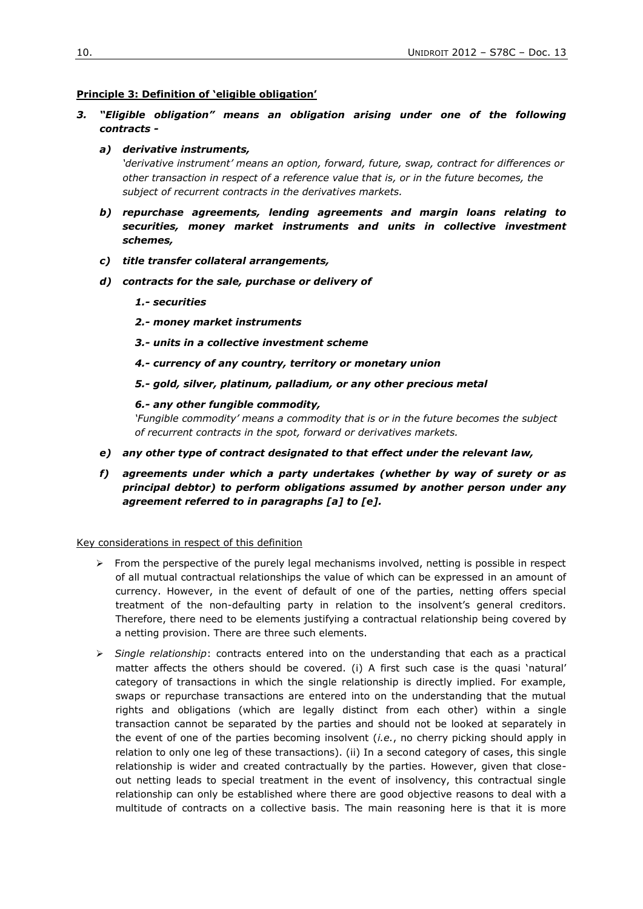**Principle 3: Definition of 'eligible obligation'**

***3. "Eligible obligation" means an obligation arising under one of the following contracts -***

***a) derivative instruments,***

*'derivative instrument' means an option, forward, future, swap, contract for differences or other transaction in respect of a reference value that is, or in the future becomes, the subject of recurrent contracts in the derivatives markets.*

***b) repurchase agreements, lending agreements and margin loans relating to securities, money market instruments and units in collective investment schemes,***

***c) title transfer collateral arrangements,***

***d) contracts for the sale, purchase or delivery of***

***1.- securities***

***2.- money market instruments***

***3.- units in a collective investment scheme***

***4.- currency of any country, territory or monetary union***

***5.- gold, silver, platinum, palladium, or any other precious metal***

***6.- any other fungible commodity,***

*'Fungible commodity' means a commodity that is or in the future becomes the subject of recurrent contracts in the spot, forward or derivatives markets.*

***e) any other type of contract designated to that effect under the relevant law,***

***f) agreements under which a party undertakes (whether by way of surety or as principal debtor) to perform obligations assumed by another person under any agreement referred to in paragraphs [a] to [e].***

Key considerations in respect of this definition

- From the perspective of the purely legal mechanisms involved, netting is possible in respect of all mutual contractual relationships the value of which can be expressed in an amount of currency. However, in the event of default of one of the parties, netting offers special treatment of the non-defaulting party in relation to the insolvent's general creditors. Therefore, there need to be elements justifying a contractual relationship being covered by a netting provision. There are three such elements.

- *Single relationship*: contracts entered into on the understanding that each as a practical matter affects the others should be covered. (i) A first such case is the quasi 'natural' category of transactions in which the single relationship is directly implied. For example, swaps or repurchase transactions are entered into on the understanding that the mutual rights and obligations (which are legally distinct from each other) within a single transaction cannot be separated by the parties and should not be looked at separately in the event of one of the parties becoming insolvent (*i.e.*, no cherry picking should apply in relation to only one leg of these transactions). (ii) In a second category of cases, this single relationship is wider and created contractually by the parties. However, given that close-out netting leads to special treatment in the event of insolvency, this contractual single relationship can only be established where there are good objective reasons to deal with a multitude of contracts on a collective basis. The main reasoning here is that it is more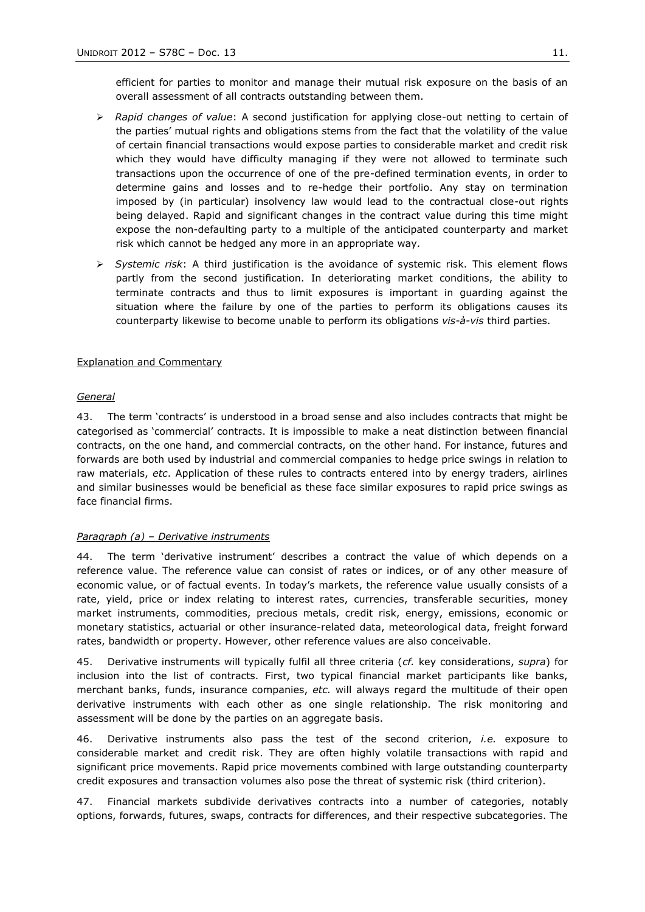efficient for parties to monitor and manage their mutual risk exposure on the basis of an overall assessment of all contracts outstanding between them.

- *Rapid changes of value*: A second justification for applying close-out netting to certain of the parties' mutual rights and obligations stems from the fact that the volatility of the value of certain financial transactions would expose parties to considerable market and credit risk which they would have difficulty managing if they were not allowed to terminate such transactions upon the occurrence of one of the pre-defined termination events, in order to determine gains and losses and to re-hedge their portfolio. Any stay on termination imposed by (in particular) insolvency law would lead to the contractual close-out rights being delayed. Rapid and significant changes in the contract value during this time might expose the non-defaulting party to a multiple of the anticipated counterparty and market risk which cannot be hedged any more in an appropriate way.
- *Systemic risk*: A third justification is the avoidance of systemic risk. This element flows partly from the second justification. In deteriorating market conditions, the ability to terminate contracts and thus to limit exposures is important in guarding against the situation where the failure by one of the parties to perform its obligations causes its counterparty likewise to become unable to perform its obligations *vis-à-vis* third parties.

<u>Explanation and Commentary</u>

<u>*General*</u>

43. The term 'contracts' is understood in a broad sense and also includes contracts that might be categorised as 'commercial' contracts. It is impossible to make a neat distinction between financial contracts, on the one hand, and commercial contracts, on the other hand. For instance, futures and forwards are both used by industrial and commercial companies to hedge price swings in relation to raw materials, *etc*. Application of these rules to contracts entered into by energy traders, airlines and similar businesses would be beneficial as these face similar exposures to rapid price swings as face financial firms.

<u>*Paragraph (a) – Derivative instruments*</u>

44. The term 'derivative instrument' describes a contract the value of which depends on a reference value. The reference value can consist of rates or indices, or of any other measure of economic value, or of factual events. In today's markets, the reference value usually consists of a rate, yield, price or index relating to interest rates, currencies, transferable securities, money market instruments, commodities, precious metals, credit risk, energy, emissions, economic or monetary statistics, actuarial or other insurance-related data, meteorological data, freight forward rates, bandwidth or property. However, other reference values are also conceivable.

45. Derivative instruments will typically fulfil all three criteria (*cf.* key considerations, *supra*) for inclusion into the list of contracts. First, two typical financial market participants like banks, merchant banks, funds, insurance companies, *etc.* will always regard the multitude of their open derivative instruments with each other as one single relationship. The risk monitoring and assessment will be done by the parties on an aggregate basis.

46. Derivative instruments also pass the test of the second criterion, *i.e.* exposure to considerable market and credit risk. They are often highly volatile transactions with rapid and significant price movements. Rapid price movements combined with large outstanding counterparty credit exposures and transaction volumes also pose the threat of systemic risk (third criterion).

47. Financial markets subdivide derivatives contracts into a number of categories, notably options, forwards, futures, swaps, contracts for differences, and their respective subcategories. The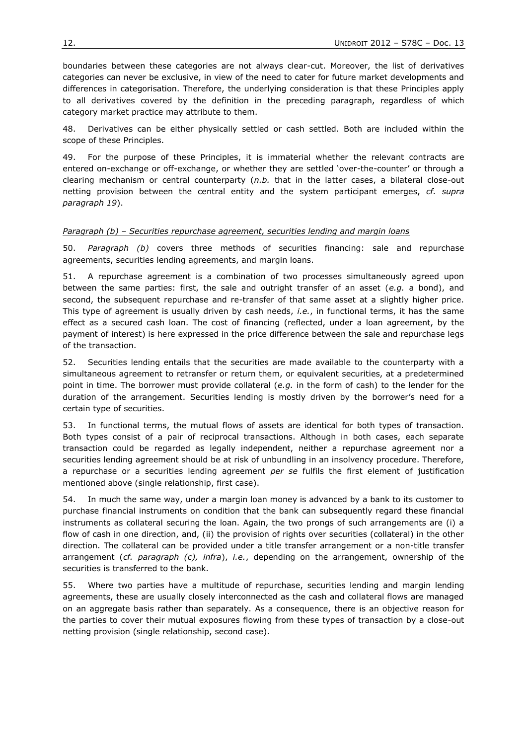boundaries between these categories are not always clear-cut. Moreover, the list of derivatives categories can never be exclusive, in view of the need to cater for future market developments and differences in categorisation. Therefore, the underlying consideration is that these Principles apply to all derivatives covered by the definition in the preceding paragraph, regardless of which category market practice may attribute to them.

48. Derivatives can be either physically settled or cash settled. Both are included within the scope of these Principles.

49. For the purpose of these Principles, it is immaterial whether the relevant contracts are entered on-exchange or off-exchange, or whether they are settled 'over-the-counter' or through a clearing mechanism or central counterparty (*n.b.* that in the latter cases, a bilateral close-out netting provision between the central entity and the system participant emerges, *cf. supra paragraph 19*).

*Paragraph (b) – Securities repurchase agreement, securities lending and margin loans*

50. *Paragraph (b)* covers three methods of securities financing: sale and repurchase agreements, securities lending agreements, and margin loans.

51. A repurchase agreement is a combination of two processes simultaneously agreed upon between the same parties: first, the sale and outright transfer of an asset (*e.g.* a bond), and second, the subsequent repurchase and re-transfer of that same asset at a slightly higher price. This type of agreement is usually driven by cash needs, *i.e.*, in functional terms, it has the same effect as a secured cash loan. The cost of financing (reflected, under a loan agreement, by the payment of interest) is here expressed in the price difference between the sale and repurchase legs of the transaction.

52. Securities lending entails that the securities are made available to the counterparty with a simultaneous agreement to retransfer or return them, or equivalent securities, at a predetermined point in time. The borrower must provide collateral (*e.g.* in the form of cash) to the lender for the duration of the arrangement. Securities lending is mostly driven by the borrower's need for a certain type of securities.

53. In functional terms, the mutual flows of assets are identical for both types of transaction. Both types consist of a pair of reciprocal transactions. Although in both cases, each separate transaction could be regarded as legally independent, neither a repurchase agreement nor a securities lending agreement should be at risk of unbundling in an insolvency procedure. Therefore, a repurchase or a securities lending agreement *per se* fulfils the first element of justification mentioned above (single relationship, first case).

54. In much the same way, under a margin loan money is advanced by a bank to its customer to purchase financial instruments on condition that the bank can subsequently regard these financial instruments as collateral securing the loan. Again, the two prongs of such arrangements are (i) a flow of cash in one direction, and, (ii) the provision of rights over securities (collateral) in the other direction. The collateral can be provided under a title transfer arrangement or a non-title transfer arrangement (*cf. paragraph (c), infra*), *i.e.*, depending on the arrangement, ownership of the securities is transferred to the bank.

55. Where two parties have a multitude of repurchase, securities lending and margin lending agreements, these are usually closely interconnected as the cash and collateral flows are managed on an aggregate basis rather than separately. As a consequence, there is an objective reason for the parties to cover their mutual exposures flowing from these types of transaction by a close-out netting provision (single relationship, second case).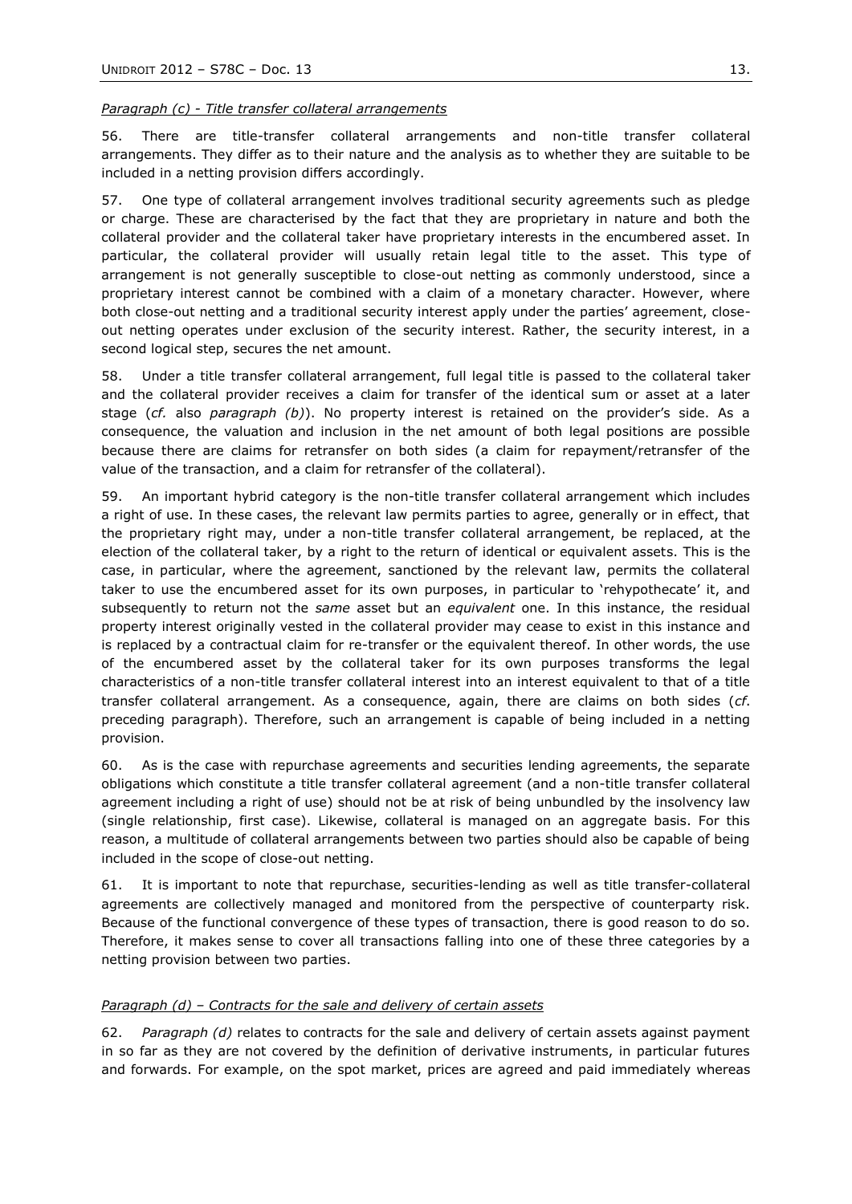*Paragraph (c) - Title transfer collateral arrangements*

56. There are title-transfer collateral arrangements and non-title transfer collateral arrangements. They differ as to their nature and the analysis as to whether they are suitable to be included in a netting provision differs accordingly.

57. One type of collateral arrangement involves traditional security agreements such as pledge or charge. These are characterised by the fact that they are proprietary in nature and both the collateral provider and the collateral taker have proprietary interests in the encumbered asset. In particular, the collateral provider will usually retain legal title to the asset. This type of arrangement is not generally susceptible to close-out netting as commonly understood, since a proprietary interest cannot be combined with a claim of a monetary character. However, where both close-out netting and a traditional security interest apply under the parties' agreement, close-out netting operates under exclusion of the security interest. Rather, the security interest, in a second logical step, secures the net amount.

58. Under a title transfer collateral arrangement, full legal title is passed to the collateral taker and the collateral provider receives a claim for transfer of the identical sum or asset at a later stage (*cf.* also *paragraph (b)*). No property interest is retained on the provider's side. As a consequence, the valuation and inclusion in the net amount of both legal positions are possible because there are claims for retransfer on both sides (a claim for repayment/retransfer of the value of the transaction, and a claim for retransfer of the collateral).

59. An important hybrid category is the non-title transfer collateral arrangement which includes a right of use. In these cases, the relevant law permits parties to agree, generally or in effect, that the proprietary right may, under a non-title transfer collateral arrangement, be replaced, at the election of the collateral taker, by a right to the return of identical or equivalent assets. This is the case, in particular, where the agreement, sanctioned by the relevant law, permits the collateral taker to use the encumbered asset for its own purposes, in particular to 'rehypothecate' it, and subsequently to return not the *same* asset but an *equivalent* one. In this instance, the residual property interest originally vested in the collateral provider may cease to exist in this instance and is replaced by a contractual claim for re-transfer or the equivalent thereof. In other words, the use of the encumbered asset by the collateral taker for its own purposes transforms the legal characteristics of a non-title transfer collateral interest into an interest equivalent to that of a title transfer collateral arrangement. As a consequence, again, there are claims on both sides (*cf.* preceding paragraph). Therefore, such an arrangement is capable of being included in a netting provision.

60. As is the case with repurchase agreements and securities lending agreements, the separate obligations which constitute a title transfer collateral agreement (and a non-title transfer collateral agreement including a right of use) should not be at risk of being unbundled by the insolvency law (single relationship, first case). Likewise, collateral is managed on an aggregate basis. For this reason, a multitude of collateral arrangements between two parties should also be capable of being included in the scope of close-out netting.

61. It is important to note that repurchase, securities-lending as well as title transfer-collateral agreements are collectively managed and monitored from the perspective of counterparty risk. Because of the functional convergence of these types of transaction, there is good reason to do so. Therefore, it makes sense to cover all transactions falling into one of these three categories by a netting provision between two parties.

*Paragraph (d) – Contracts for the sale and delivery of certain assets*

62. *Paragraph (d)* relates to contracts for the sale and delivery of certain assets against payment in so far as they are not covered by the definition of derivative instruments, in particular futures and forwards. For example, on the spot market, prices are agreed and paid immediately whereas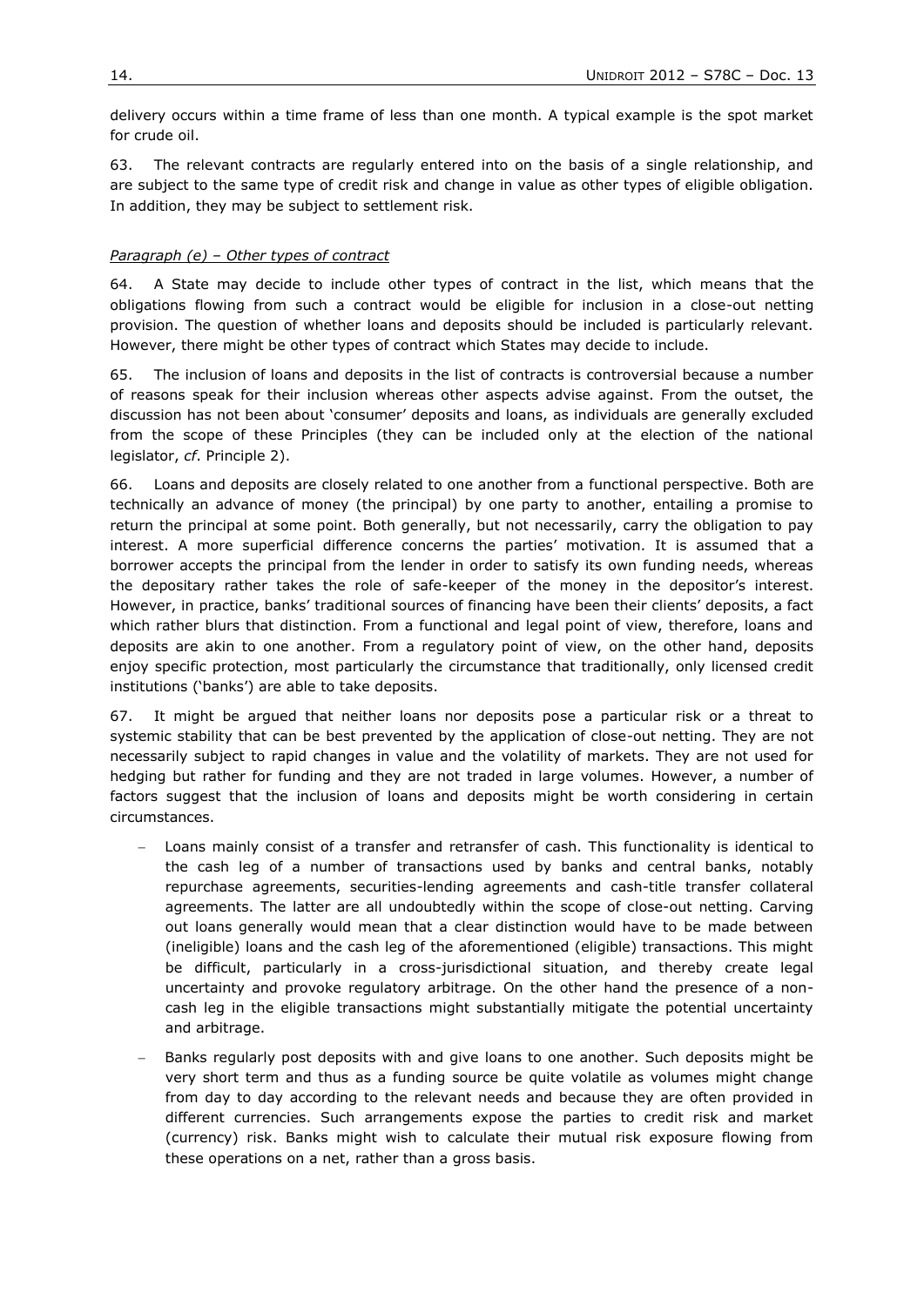delivery occurs within a time frame of less than one month. A typical example is the spot market for crude oil.

63. The relevant contracts are regularly entered into on the basis of a single relationship, and are subject to the same type of credit risk and change in value as other types of eligible obligation. In addition, they may be subject to settlement risk.

*Paragraph (e) – Other types of contract*

64. A State may decide to include other types of contract in the list, which means that the obligations flowing from such a contract would be eligible for inclusion in a close-out netting provision. The question of whether loans and deposits should be included is particularly relevant. However, there might be other types of contract which States may decide to include.

65. The inclusion of loans and deposits in the list of contracts is controversial because a number of reasons speak for their inclusion whereas other aspects advise against. From the outset, the discussion has not been about 'consumer' deposits and loans, as individuals are generally excluded from the scope of these Principles (they can be included only at the election of the national legislator, *cf.* Principle 2).

66. Loans and deposits are closely related to one another from a functional perspective. Both are technically an advance of money (the principal) by one party to another, entailing a promise to return the principal at some point. Both generally, but not necessarily, carry the obligation to pay interest. A more superficial difference concerns the parties' motivation. It is assumed that a borrower accepts the principal from the lender in order to satisfy its own funding needs, whereas the depositary rather takes the role of safe-keeper of the money in the depositor's interest. However, in practice, banks' traditional sources of financing have been their clients' deposits, a fact which rather blurs that distinction. From a functional and legal point of view, therefore, loans and deposits are akin to one another. From a regulatory point of view, on the other hand, deposits enjoy specific protection, most particularly the circumstance that traditionally, only licensed credit institutions ('banks') are able to take deposits.

67. It might be argued that neither loans nor deposits pose a particular risk or a threat to systemic stability that can be best prevented by the application of close-out netting. They are not necessarily subject to rapid changes in value and the volatility of markets. They are not used for hedging but rather for funding and they are not traded in large volumes. However, a number of factors suggest that the inclusion of loans and deposits might be worth considering in certain circumstances.

- Loans mainly consist of a transfer and retransfer of cash. This functionality is identical to the cash leg of a number of transactions used by banks and central banks, notably repurchase agreements, securities-lending agreements and cash-title transfer collateral agreements. The latter are all undoubtedly within the scope of close-out netting. Carving out loans generally would mean that a clear distinction would have to be made between (ineligible) loans and the cash leg of the aforementioned (eligible) transactions. This might be difficult, particularly in a cross-jurisdictional situation, and thereby create legal uncertainty and provoke regulatory arbitrage. On the other hand the presence of a non-cash leg in the eligible transactions might substantially mitigate the potential uncertainty and arbitrage.
- Banks regularly post deposits with and give loans to one another. Such deposits might be very short term and thus as a funding source be quite volatile as volumes might change from day to day according to the relevant needs and because they are often provided in different currencies. Such arrangements expose the parties to credit risk and market (currency) risk. Banks might wish to calculate their mutual risk exposure flowing from these operations on a net, rather than a gross basis.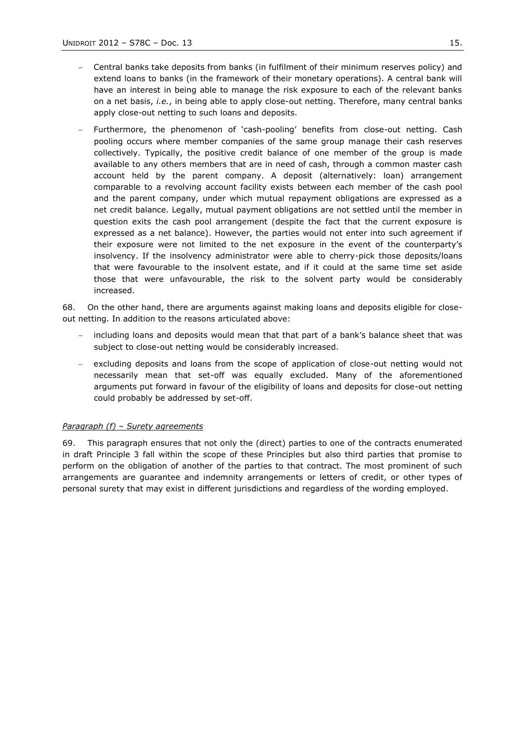- Central banks take deposits from banks (in fulfilment of their minimum reserves policy) and extend loans to banks (in the framework of their monetary operations). A central bank will have an interest in being able to manage the risk exposure to each of the relevant banks on a net basis, *i.e.*, in being able to apply close-out netting. Therefore, many central banks apply close-out netting to such loans and deposits.

- Furthermore, the phenomenon of 'cash-pooling' benefits from close-out netting. Cash pooling occurs where member companies of the same group manage their cash reserves collectively. Typically, the positive credit balance of one member of the group is made available to any others members that are in need of cash, through a common master cash account held by the parent company. A deposit (alternatively: loan) arrangement comparable to a revolving account facility exists between each member of the cash pool and the parent company, under which mutual repayment obligations are expressed as a net credit balance. Legally, mutual payment obligations are not settled until the member in question exits the cash pool arrangement (despite the fact that the current exposure is expressed as a net balance). However, the parties would not enter into such agreement if their exposure were not limited to the net exposure in the event of the counterparty's insolvency. If the insolvency administrator were able to cherry-pick those deposits/loans that were favourable to the insolvent estate, and if it could at the same time set aside those that were unfavourable, the risk to the solvent party would be considerably increased.

68. On the other hand, there are arguments against making loans and deposits eligible for close-out netting. In addition to the reasons articulated above:

- including loans and deposits would mean that that part of a bank's balance sheet that was subject to close-out netting would be considerably increased.

- excluding deposits and loans from the scope of application of close-out netting would not necessarily mean that set-off was equally excluded. Many of the aforementioned arguments put forward in favour of the eligibility of loans and deposits for close-out netting could probably be addressed by set-off.

*Paragraph (f) – Surety agreements*

69. This paragraph ensures that not only the (direct) parties to one of the contracts enumerated in draft Principle 3 fall within the scope of these Principles but also third parties that promise to perform on the obligation of another of the parties to that contract. The most prominent of such arrangements are guarantee and indemnity arrangements or letters of credit, or other types of personal surety that may exist in different jurisdictions and regardless of the wording employed.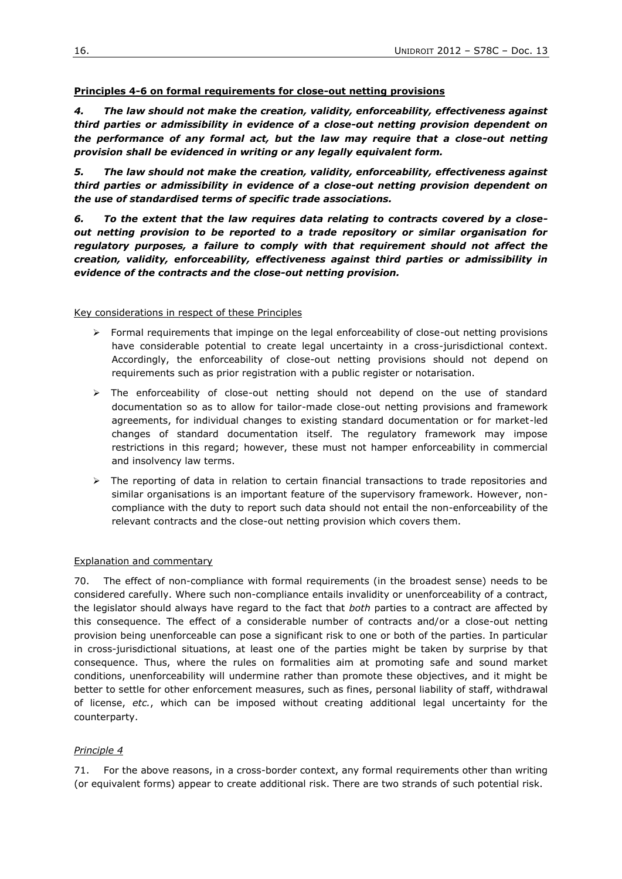**Principles 4-6 on formal requirements for close-out netting provisions**

***4. The law should not make the creation, validity, enforceability, effectiveness against third parties or admissibility in evidence of a close-out netting provision dependent on the performance of any formal act, but the law may require that a close-out netting provision shall be evidenced in writing or any legally equivalent form.***

***5. The law should not make the creation, validity, enforceability, effectiveness against third parties or admissibility in evidence of a close-out netting provision dependent on the use of standardised terms of specific trade associations.***

***6. To the extent that the law requires data relating to contracts covered by a close-out netting provision to be reported to a trade repository or similar organisation for regulatory purposes, a failure to comply with that requirement should not affect the creation, validity, enforceability, effectiveness against third parties or admissibility in evidence of the contracts and the close-out netting provision.***

Key considerations in respect of these Principles

- Formal requirements that impinge on the legal enforceability of close-out netting provisions have considerable potential to create legal uncertainty in a cross-jurisdictional context. Accordingly, the enforceability of close-out netting provisions should not depend on requirements such as prior registration with a public register or notarisation.
- The enforceability of close-out netting should not depend on the use of standard documentation so as to allow for tailor-made close-out netting provisions and framework agreements, for individual changes to existing standard documentation or for market-led changes of standard documentation itself. The regulatory framework may impose restrictions in this regard; however, these must not hamper enforceability in commercial and insolvency law terms.
- The reporting of data in relation to certain financial transactions to trade repositories and similar organisations is an important feature of the supervisory framework. However, non-compliance with the duty to report such data should not entail the non-enforceability of the relevant contracts and the close-out netting provision which covers them.

Explanation and commentary

70. The effect of non-compliance with formal requirements (in the broadest sense) needs to be considered carefully. Where such non-compliance entails invalidity or unenforceability of a contract, the legislator should always have regard to the fact that *both* parties to a contract are affected by this consequence. The effect of a considerable number of contracts and/or a close-out netting provision being unenforceable can pose a significant risk to one or both of the parties. In particular in cross-jurisdictional situations, at least one of the parties might be taken by surprise by that consequence. Thus, where the rules on formalities aim at promoting safe and sound market conditions, unenforceability will undermine rather than promote these objectives, and it might be better to settle for other enforcement measures, such as fines, personal liability of staff, withdrawal of license, *etc.*, which can be imposed without creating additional legal uncertainty for the counterparty.

*Principle 4*

71. For the above reasons, in a cross-border context, any formal requirements other than writing (or equivalent forms) appear to create additional risk. There are two strands of such potential risk.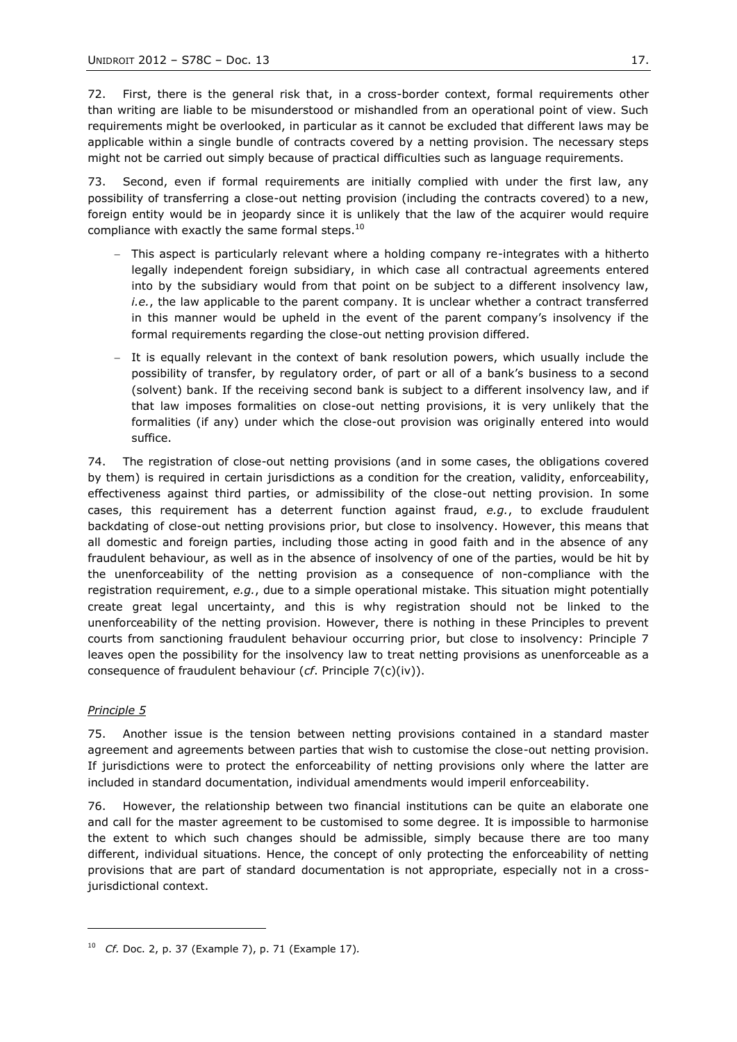72. First, there is the general risk that, in a cross-border context, formal requirements other than writing are liable to be misunderstood or mishandled from an operational point of view. Such requirements might be overlooked, in particular as it cannot be excluded that different laws may be applicable within a single bundle of contracts covered by a netting provision. The necessary steps might not be carried out simply because of practical difficulties such as language requirements.

73. Second, even if formal requirements are initially complied with under the first law, any possibility of transferring a close-out netting provision (including the contracts covered) to a new, foreign entity would be in jeopardy since it is unlikely that the law of the acquirer would require compliance with exactly the same formal steps.[10]

- This aspect is particularly relevant where a holding company re-integrates with a hitherto legally independent foreign subsidiary, in which case all contractual agreements entered into by the subsidiary would from that point on be subject to a different insolvency law, *i.e.*, the law applicable to the parent company. It is unclear whether a contract transferred in this manner would be upheld in the event of the parent company's insolvency if the formal requirements regarding the close-out netting provision differed.
- It is equally relevant in the context of bank resolution powers, which usually include the possibility of transfer, by regulatory order, of part or all of a bank's business to a second (solvent) bank. If the receiving second bank is subject to a different insolvency law, and if that law imposes formalities on close-out netting provisions, it is very unlikely that the formalities (if any) under which the close-out provision was originally entered into would suffice.

74. The registration of close-out netting provisions (and in some cases, the obligations covered by them) is required in certain jurisdictions as a condition for the creation, validity, enforceability, effectiveness against third parties, or admissibility of the close-out netting provision. In some cases, this requirement has a deterrent function against fraud, *e.g.*, to exclude fraudulent backdating of close-out netting provisions prior, but close to insolvency. However, this means that all domestic and foreign parties, including those acting in good faith and in the absence of any fraudulent behaviour, as well as in the absence of insolvency of one of the parties, would be hit by the unenforceability of the netting provision as a consequence of non-compliance with the registration requirement, *e.g.*, due to a simple operational mistake. This situation might potentially create great legal uncertainty, and this is why registration should not be linked to the unenforceability of the netting provision. However, there is nothing in these Principles to prevent courts from sanctioning fraudulent behaviour occurring prior, but close to insolvency: Principle 7 leaves open the possibility for the insolvency law to treat netting provisions as unenforceable as a consequence of fraudulent behaviour (*cf*. Principle 7(c)(iv)).

*Principle 5*

75. Another issue is the tension between netting provisions contained in a standard master agreement and agreements between parties that wish to customise the close-out netting provision. If jurisdictions were to protect the enforceability of netting provisions only where the latter are included in standard documentation, individual amendments would imperil enforceability.

76. However, the relationship between two financial institutions can be quite an elaborate one and call for the master agreement to be customised to some degree. It is impossible to harmonise the extent to which such changes should be admissible, simply because there are too many different, individual situations. Hence, the concept of only protecting the enforceability of netting provisions that are part of standard documentation is not appropriate, especially not in a cross-jurisdictional context.

---

[10] *Cf*. Doc. 2, p. 37 (Example 7), p. 71 (Example 17).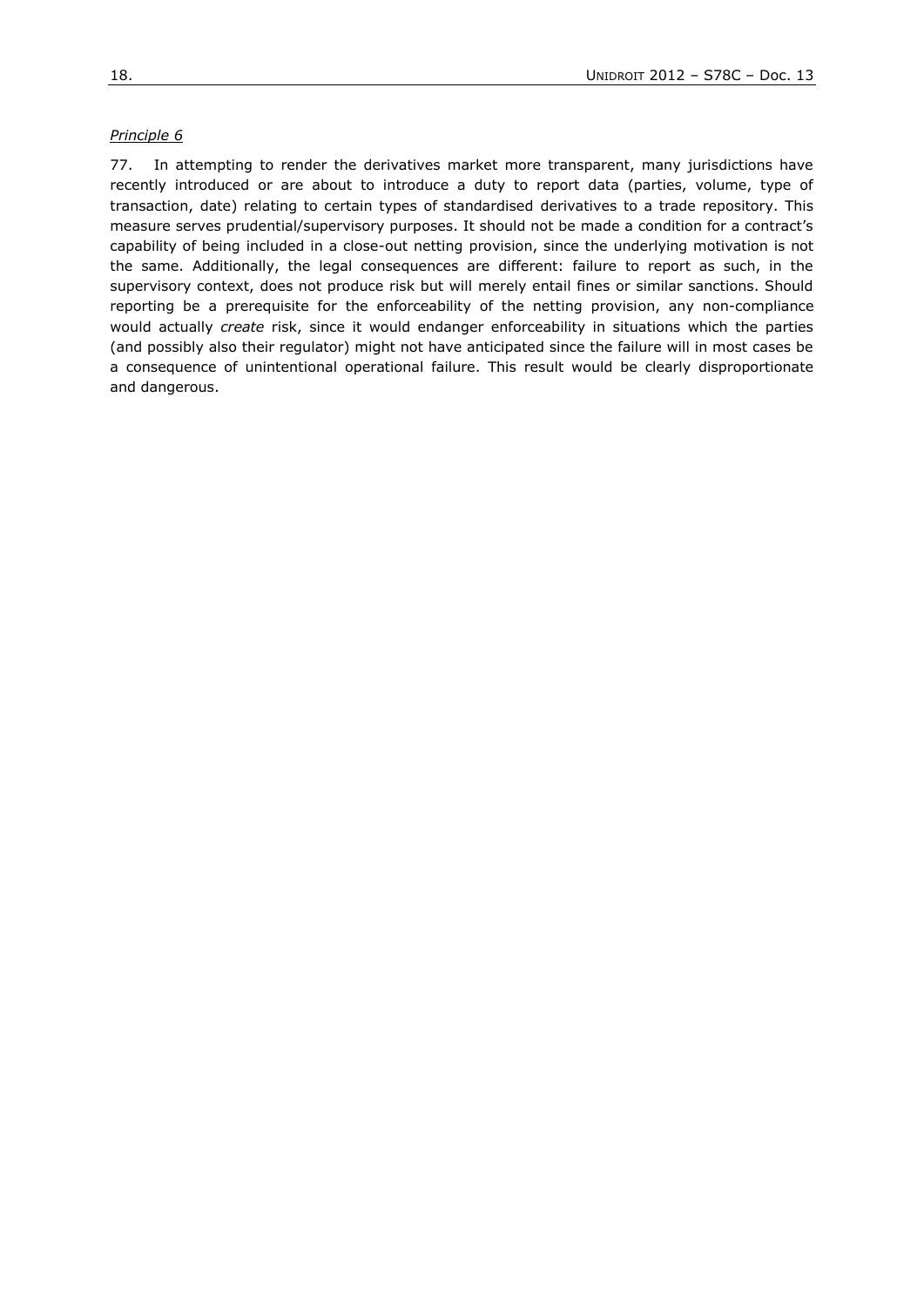*Principle 6*

77. In attempting to render the derivatives market more transparent, many jurisdictions have recently introduced or are about to introduce a duty to report data (parties, volume, type of transaction, date) relating to certain types of standardised derivatives to a trade repository. This measure serves prudential/supervisory purposes. It should not be made a condition for a contract's capability of being included in a close-out netting provision, since the underlying motivation is not the same. Additionally, the legal consequences are different: failure to report as such, in the supervisory context, does not produce risk but will merely entail fines or similar sanctions. Should reporting be a prerequisite for the enforceability of the netting provision, any non-compliance would actually *create* risk, since it would endanger enforceability in situations which the parties (and possibly also their regulator) might not have anticipated since the failure will in most cases be a consequence of unintentional operational failure. This result would be clearly disproportionate and dangerous.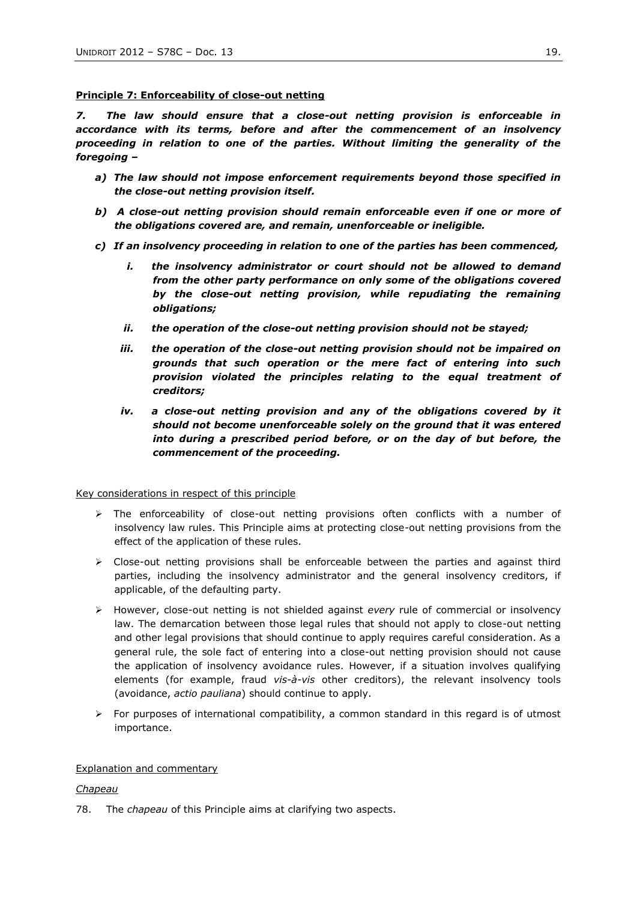**Principle 7: Enforceability of close-out netting**

***7. The law should ensure that a close-out netting provision is enforceable in accordance with its terms, before and after the commencement of an insolvency proceeding in relation to one of the parties. Without limiting the generality of the foregoing –***

- ***a) The law should not impose enforcement requirements beyond those specified in the close-out netting provision itself.***
- ***b) A close-out netting provision should remain enforceable even if one or more of the obligations covered are, and remain, unenforceable or ineligible.***
- ***c) If an insolvency proceeding in relation to one of the parties has been commenced,***
  - ***i. the insolvency administrator or court should not be allowed to demand from the other party performance on only some of the obligations covered by the close-out netting provision, while repudiating the remaining obligations;***
  - ***ii. the operation of the close-out netting provision should not be stayed;***
  - ***iii. the operation of the close-out netting provision should not be impaired on grounds that such operation or the mere fact of entering into such provision violated the principles relating to the equal treatment of creditors;***
  - ***iv. a close-out netting provision and any of the obligations covered by it should not become unenforceable solely on the ground that it was entered into during a prescribed period before, or on the day of but before, the commencement of the proceeding.***

Key considerations in respect of this principle

- The enforceability of close-out netting provisions often conflicts with a number of insolvency law rules. This Principle aims at protecting close-out netting provisions from the effect of the application of these rules.
- Close-out netting provisions shall be enforceable between the parties and against third parties, including the insolvency administrator and the general insolvency creditors, if applicable, of the defaulting party.
- However, close-out netting is not shielded against *every* rule of commercial or insolvency law. The demarcation between those legal rules that should not apply to close-out netting and other legal provisions that should continue to apply requires careful consideration. As a general rule, the sole fact of entering into a close-out netting provision should not cause the application of insolvency avoidance rules. However, if a situation involves qualifying elements (for example, fraud *vis-à-vis* other creditors), the relevant insolvency tools (avoidance, *actio pauliana*) should continue to apply.
- For purposes of international compatibility, a common standard in this regard is of utmost importance.

Explanation and commentary

*Chapeau*

78. The *chapeau* of this Principle aims at clarifying two aspects.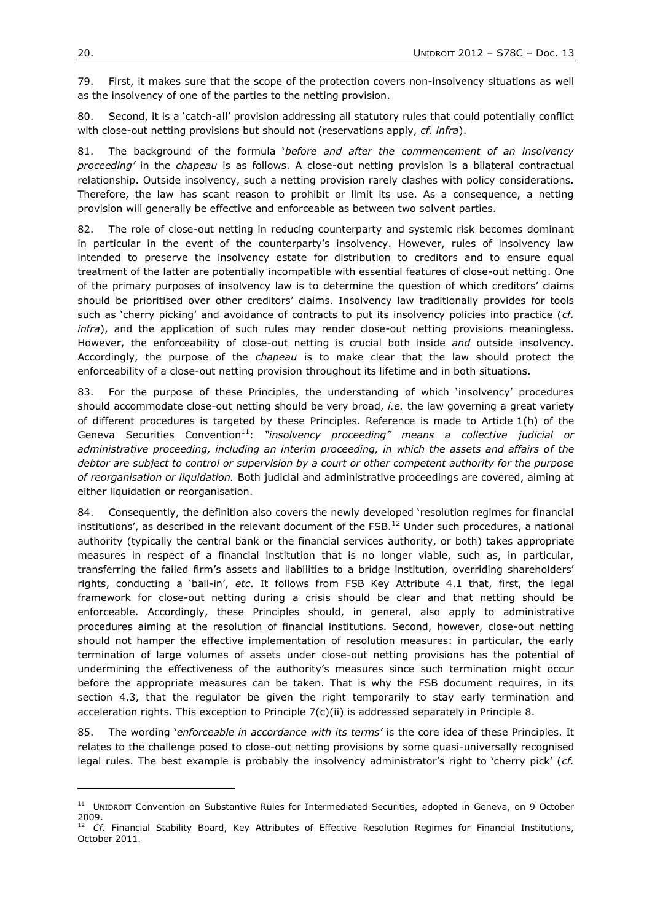79. First, it makes sure that the scope of the protection covers non-insolvency situations as well as the insolvency of one of the parties to the netting provision.

80. Second, it is a 'catch-all' provision addressing all statutory rules that could potentially conflict with close-out netting provisions but should not (reservations apply, *cf. infra*).

81. The background of the formula '*before and after the commencement of an insolvency proceeding'* in the *chapeau* is as follows. A close-out netting provision is a bilateral contractual relationship. Outside insolvency, such a netting provision rarely clashes with policy considerations. Therefore, the law has scant reason to prohibit or limit its use. As a consequence, a netting provision will generally be effective and enforceable as between two solvent parties.

82. The role of close-out netting in reducing counterparty and systemic risk becomes dominant in particular in the event of the counterparty's insolvency. However, rules of insolvency law intended to preserve the insolvency estate for distribution to creditors and to ensure equal treatment of the latter are potentially incompatible with essential features of close-out netting. One of the primary purposes of insolvency law is to determine the question of which creditors' claims should be prioritised over other creditors' claims. Insolvency law traditionally provides for tools such as 'cherry picking' and avoidance of contracts to put its insolvency policies into practice (*cf. infra*), and the application of such rules may render close-out netting provisions meaningless. However, the enforceability of close-out netting is crucial both inside *and* outside insolvency. Accordingly, the purpose of the *chapeau* is to make clear that the law should protect the enforceability of a close-out netting provision throughout its lifetime and in both situations.

83. For the purpose of these Principles, the understanding of which 'insolvency' procedures should accommodate close-out netting should be very broad, *i.e.* the law governing a great variety of different procedures is targeted by these Principles. Reference is made to Article 1(h) of the Geneva Securities Convention[11]: *"insolvency proceeding" means a collective judicial or administrative proceeding, including an interim proceeding, in which the assets and affairs of the debtor are subject to control or supervision by a court or other competent authority for the purpose of reorganisation or liquidation.* Both judicial and administrative proceedings are covered, aiming at either liquidation or reorganisation.

84. Consequently, the definition also covers the newly developed 'resolution regimes for financial institutions', as described in the relevant document of the FSB.[12] Under such procedures, a national authority (typically the central bank or the financial services authority, or both) takes appropriate measures in respect of a financial institution that is no longer viable, such as, in particular, transferring the failed firm's assets and liabilities to a bridge institution, overriding shareholders' rights, conducting a 'bail-in', *etc*. It follows from FSB Key Attribute 4.1 that, first, the legal framework for close-out netting during a crisis should be clear and that netting should be enforceable. Accordingly, these Principles should, in general, also apply to administrative procedures aiming at the resolution of financial institutions. Second, however, close-out netting should not hamper the effective implementation of resolution measures: in particular, the early termination of large volumes of assets under close-out netting provisions has the potential of undermining the effectiveness of the authority's measures since such termination might occur before the appropriate measures can be taken. That is why the FSB document requires, in its section 4.3, that the regulator be given the right temporarily to stay early termination and acceleration rights. This exception to Principle 7(c)(ii) is addressed separately in Principle 8.

85. The wording '*enforceable in accordance with its terms'* is the core idea of these Principles. It relates to the challenge posed to close-out netting provisions by some quasi-universally recognised legal rules. The best example is probably the insolvency administrator's right to 'cherry pick' (*cf.*

---

[11] UNIDROIT Convention on Substantive Rules for Intermediated Securities, adopted in Geneva, on 9 October 2009.

[12] *Cf.* Financial Stability Board, Key Attributes of Effective Resolution Regimes for Financial Institutions, October 2011.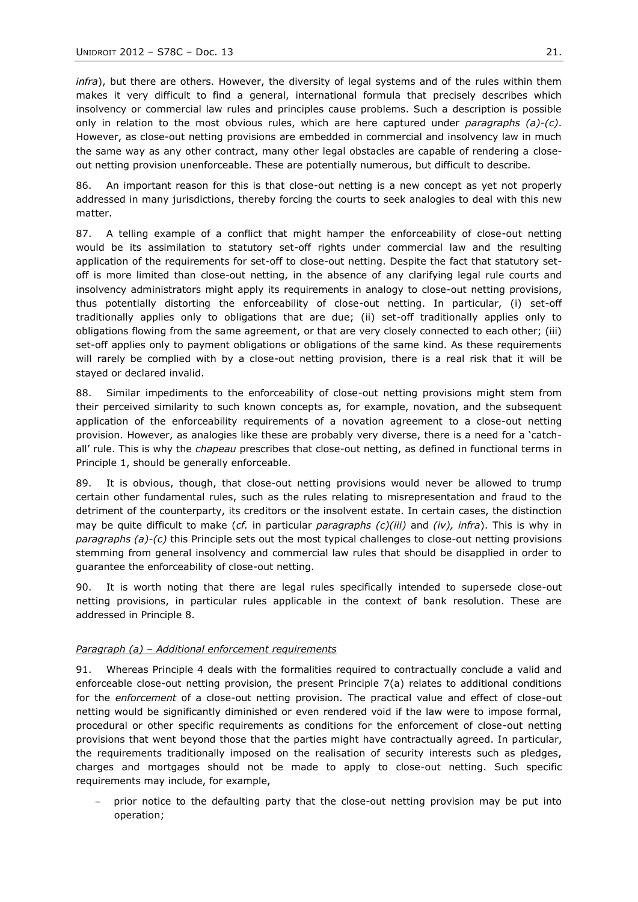*infra*), but there are others. However, the diversity of legal systems and of the rules within them makes it very difficult to find a general, international formula that precisely describes which insolvency or commercial law rules and principles cause problems. Such a description is possible only in relation to the most obvious rules, which are here captured under *paragraphs (a)-(c)*. However, as close-out netting provisions are embedded in commercial and insolvency law in much the same way as any other contract, many other legal obstacles are capable of rendering a close-out netting provision unenforceable. These are potentially numerous, but difficult to describe.

86. An important reason for this is that close-out netting is a new concept as yet not properly addressed in many jurisdictions, thereby forcing the courts to seek analogies to deal with this new matter.

87. A telling example of a conflict that might hamper the enforceability of close-out netting would be its assimilation to statutory set-off rights under commercial law and the resulting application of the requirements for set-off to close-out netting. Despite the fact that statutory set-off is more limited than close-out netting, in the absence of any clarifying legal rule courts and insolvency administrators might apply its requirements in analogy to close-out netting provisions, thus potentially distorting the enforceability of close-out netting. In particular, (i) set-off traditionally applies only to obligations that are due; (ii) set-off traditionally applies only to obligations flowing from the same agreement, or that are very closely connected to each other; (iii) set-off applies only to payment obligations or obligations of the same kind. As these requirements will rarely be complied with by a close-out netting provision, there is a real risk that it will be stayed or declared invalid.

88. Similar impediments to the enforceability of close-out netting provisions might stem from their perceived similarity to such known concepts as, for example, novation, and the subsequent application of the enforceability requirements of a novation agreement to a close-out netting provision. However, as analogies like these are probably very diverse, there is a need for a 'catch-all' rule. This is why the *chapeau* prescribes that close-out netting, as defined in functional terms in Principle 1, should be generally enforceable.

89. It is obvious, though, that close-out netting provisions would never be allowed to trump certain other fundamental rules, such as the rules relating to misrepresentation and fraud to the detriment of the counterparty, its creditors or the insolvent estate. In certain cases, the distinction may be quite difficult to make (*cf.* in particular *paragraphs (c)(iii)* and *(iv), infra*). This is why in *paragraphs (a)-(c)* this Principle sets out the most typical challenges to close-out netting provisions stemming from general insolvency and commercial law rules that should be disapplied in order to guarantee the enforceability of close-out netting.

90. It is worth noting that there are legal rules specifically intended to supersede close-out netting provisions, in particular rules applicable in the context of bank resolution. These are addressed in Principle 8.

*Paragraph (a) – Additional enforcement requirements*

91. Whereas Principle 4 deals with the formalities required to contractually conclude a valid and enforceable close-out netting provision, the present Principle 7(a) relates to additional conditions for the *enforcement* of a close-out netting provision. The practical value and effect of close-out netting would be significantly diminished or even rendered void if the law were to impose formal, procedural or other specific requirements as conditions for the enforcement of close-out netting provisions that went beyond those that the parties might have contractually agreed. In particular, the requirements traditionally imposed on the realisation of security interests such as pledges, charges and mortgages should not be made to apply to close-out netting. Such specific requirements may include, for example,

- prior notice to the defaulting party that the close-out netting provision may be put into operation;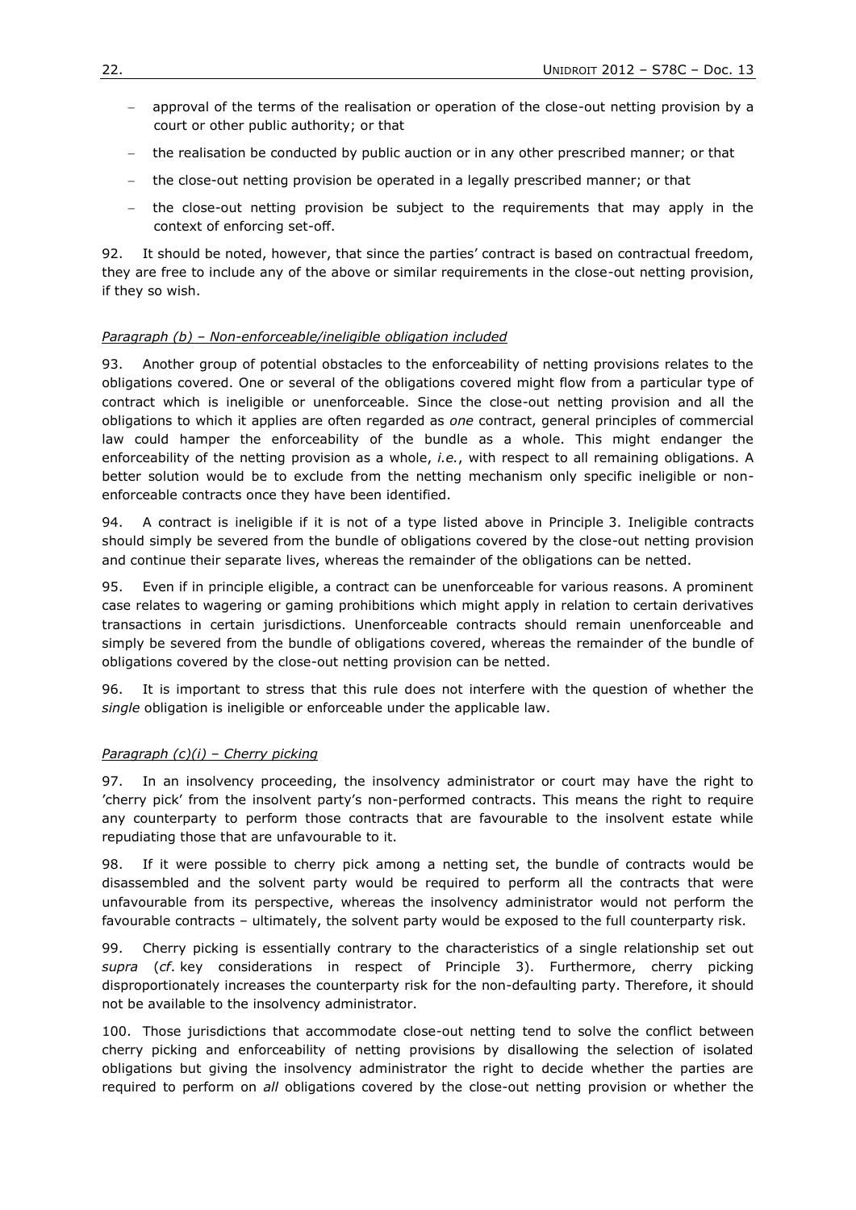- approval of the terms of the realisation or operation of the close-out netting provision by a court or other public authority; or that
- the realisation be conducted by public auction or in any other prescribed manner; or that
- the close-out netting provision be operated in a legally prescribed manner; or that
- the close-out netting provision be subject to the requirements that may apply in the context of enforcing set-off.

92. It should be noted, however, that since the parties' contract is based on contractual freedom, they are free to include any of the above or similar requirements in the close-out netting provision, if they so wish.

*Paragraph (b) – Non-enforceable/ineligible obligation included*

93. Another group of potential obstacles to the enforceability of netting provisions relates to the obligations covered. One or several of the obligations covered might flow from a particular type of contract which is ineligible or unenforceable. Since the close-out netting provision and all the obligations to which it applies are often regarded as *one* contract, general principles of commercial law could hamper the enforceability of the bundle as a whole. This might endanger the enforceability of the netting provision as a whole, *i.e.*, with respect to all remaining obligations. A better solution would be to exclude from the netting mechanism only specific ineligible or non-enforceable contracts once they have been identified.

94. A contract is ineligible if it is not of a type listed above in Principle 3. Ineligible contracts should simply be severed from the bundle of obligations covered by the close-out netting provision and continue their separate lives, whereas the remainder of the obligations can be netted.

95. Even if in principle eligible, a contract can be unenforceable for various reasons. A prominent case relates to wagering or gaming prohibitions which might apply in relation to certain derivatives transactions in certain jurisdictions. Unenforceable contracts should remain unenforceable and simply be severed from the bundle of obligations covered, whereas the remainder of the bundle of obligations covered by the close-out netting provision can be netted.

96. It is important to stress that this rule does not interfere with the question of whether the *single* obligation is ineligible or enforceable under the applicable law.

*Paragraph (c)(i) – Cherry picking*

97. In an insolvency proceeding, the insolvency administrator or court may have the right to 'cherry pick' from the insolvent party's non-performed contracts. This means the right to require any counterparty to perform those contracts that are favourable to the insolvent estate while repudiating those that are unfavourable to it.

98. If it were possible to cherry pick among a netting set, the bundle of contracts would be disassembled and the solvent party would be required to perform all the contracts that were unfavourable from its perspective, whereas the insolvency administrator would not perform the favourable contracts – ultimately, the solvent party would be exposed to the full counterparty risk.

99. Cherry picking is essentially contrary to the characteristics of a single relationship set out *supra* (*cf*. key considerations in respect of Principle 3). Furthermore, cherry picking disproportionately increases the counterparty risk for the non-defaulting party. Therefore, it should not be available to the insolvency administrator.

100. Those jurisdictions that accommodate close-out netting tend to solve the conflict between cherry picking and enforceability of netting provisions by disallowing the selection of isolated obligations but giving the insolvency administrator the right to decide whether the parties are required to perform on *all* obligations covered by the close-out netting provision or whether the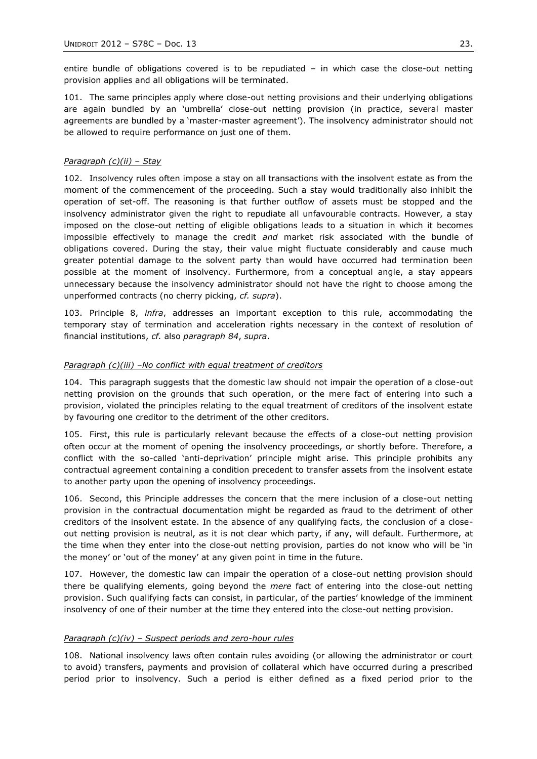entire bundle of obligations covered is to be repudiated – in which case the close-out netting provision applies and all obligations will be terminated.

101. The same principles apply where close-out netting provisions and their underlying obligations are again bundled by an 'umbrella' close-out netting provision (in practice, several master agreements are bundled by a 'master-master agreement'). The insolvency administrator should not be allowed to require performance on just one of them.

*Paragraph (c)(ii) – Stay*

102. Insolvency rules often impose a stay on all transactions with the insolvent estate as from the moment of the commencement of the proceeding. Such a stay would traditionally also inhibit the operation of set-off. The reasoning is that further outflow of assets must be stopped and the insolvency administrator given the right to repudiate all unfavourable contracts. However, a stay imposed on the close-out netting of eligible obligations leads to a situation in which it becomes impossible effectively to manage the credit *and* market risk associated with the bundle of obligations covered. During the stay, their value might fluctuate considerably and cause much greater potential damage to the solvent party than would have occurred had termination been possible at the moment of insolvency. Furthermore, from a conceptual angle, a stay appears unnecessary because the insolvency administrator should not have the right to choose among the unperformed contracts (no cherry picking, *cf. supra*).

103. Principle 8, *infra*, addresses an important exception to this rule, accommodating the temporary stay of termination and acceleration rights necessary in the context of resolution of financial institutions, *cf.* also *paragraph 84*, *supra*.

*Paragraph (c)(iii) –No conflict with equal treatment of creditors*

104. This paragraph suggests that the domestic law should not impair the operation of a close-out netting provision on the grounds that such operation, or the mere fact of entering into such a provision, violated the principles relating to the equal treatment of creditors of the insolvent estate by favouring one creditor to the detriment of the other creditors.

105. First, this rule is particularly relevant because the effects of a close-out netting provision often occur at the moment of opening the insolvency proceedings, or shortly before. Therefore, a conflict with the so-called 'anti-deprivation' principle might arise. This principle prohibits any contractual agreement containing a condition precedent to transfer assets from the insolvent estate to another party upon the opening of insolvency proceedings.

106. Second, this Principle addresses the concern that the mere inclusion of a close-out netting provision in the contractual documentation might be regarded as fraud to the detriment of other creditors of the insolvent estate. In the absence of any qualifying facts, the conclusion of a close-out netting provision is neutral, as it is not clear which party, if any, will default. Furthermore, at the time when they enter into the close-out netting provision, parties do not know who will be 'in the money' or 'out of the money' at any given point in time in the future.

107. However, the domestic law can impair the operation of a close-out netting provision should there be qualifying elements, going beyond the *mere* fact of entering into the close-out netting provision. Such qualifying facts can consist, in particular, of the parties' knowledge of the imminent insolvency of one of their number at the time they entered into the close-out netting provision.

*Paragraph (c)(iv) – Suspect periods and zero-hour rules*

108. National insolvency laws often contain rules avoiding (or allowing the administrator or court to avoid) transfers, payments and provision of collateral which have occurred during a prescribed period prior to insolvency. Such a period is either defined as a fixed period prior to the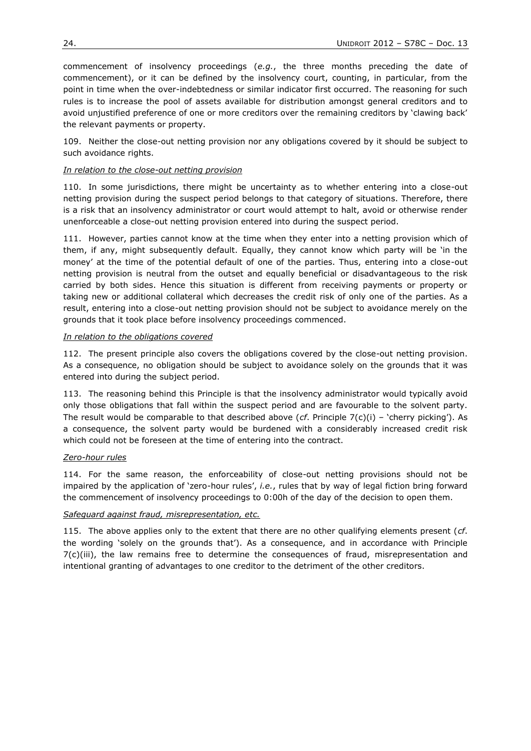commencement of insolvency proceedings (*e.g.*, the three months preceding the date of commencement), or it can be defined by the insolvency court, counting, in particular, from the point in time when the over-indebtedness or similar indicator first occurred. The reasoning for such rules is to increase the pool of assets available for distribution amongst general creditors and to avoid unjustified preference of one or more creditors over the remaining creditors by 'clawing back' the relevant payments or property.

109. Neither the close-out netting provision nor any obligations covered by it should be subject to such avoidance rights.

*In relation to the close-out netting provision*

110. In some jurisdictions, there might be uncertainty as to whether entering into a close-out netting provision during the suspect period belongs to that category of situations. Therefore, there is a risk that an insolvency administrator or court would attempt to halt, avoid or otherwise render unenforceable a close-out netting provision entered into during the suspect period.

111. However, parties cannot know at the time when they enter into a netting provision which of them, if any, might subsequently default. Equally, they cannot know which party will be 'in the money' at the time of the potential default of one of the parties. Thus, entering into a close-out netting provision is neutral from the outset and equally beneficial or disadvantageous to the risk carried by both sides. Hence this situation is different from receiving payments or property or taking new or additional collateral which decreases the credit risk of only one of the parties. As a result, entering into a close-out netting provision should not be subject to avoidance merely on the grounds that it took place before insolvency proceedings commenced.

*In relation to the obligations covered*

112. The present principle also covers the obligations covered by the close-out netting provision. As a consequence, no obligation should be subject to avoidance solely on the grounds that it was entered into during the subject period.

113. The reasoning behind this Principle is that the insolvency administrator would typically avoid only those obligations that fall within the suspect period and are favourable to the solvent party. The result would be comparable to that described above (*cf*. Principle 7(c)(i) – 'cherry picking'). As a consequence, the solvent party would be burdened with a considerably increased credit risk which could not be foreseen at the time of entering into the contract.

*Zero-hour rules*

114. For the same reason, the enforceability of close-out netting provisions should not be impaired by the application of 'zero-hour rules', *i.e.*, rules that by way of legal fiction bring forward the commencement of insolvency proceedings to 0:00h of the day of the decision to open them.

*Safeguard against fraud, misrepresentation, etc.*

115. The above applies only to the extent that there are no other qualifying elements present (*cf*. the wording 'solely on the grounds that'). As a consequence, and in accordance with Principle 7(c)(iii), the law remains free to determine the consequences of fraud, misrepresentation and intentional granting of advantages to one creditor to the detriment of the other creditors.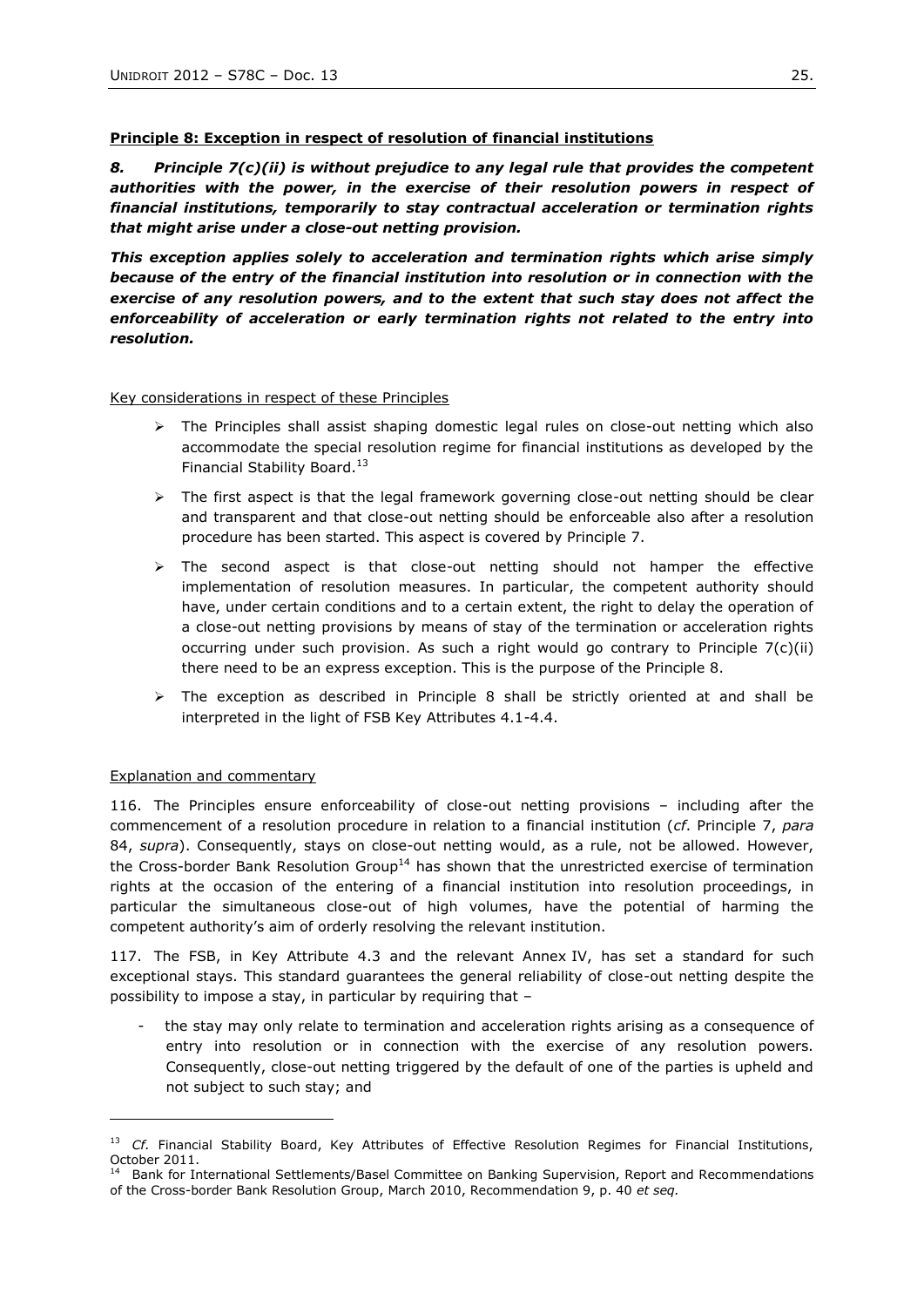**Principle 8: Exception in respect of resolution of financial institutions**

***8. Principle 7(c)(ii) is without prejudice to any legal rule that provides the competent authorities with the power, in the exercise of their resolution powers in respect of financial institutions, temporarily to stay contractual acceleration or termination rights that might arise under a close-out netting provision.***

***This exception applies solely to acceleration and termination rights which arise simply because of the entry of the financial institution into resolution or in connection with the exercise of any resolution powers, and to the extent that such stay does not affect the enforceability of acceleration or early termination rights not related to the entry into resolution.***

Key considerations in respect of these Principles

- The Principles shall assist shaping domestic legal rules on close-out netting which also accommodate the special resolution regime for financial institutions as developed by the Financial Stability Board.[13]
- The first aspect is that the legal framework governing close-out netting should be clear and transparent and that close-out netting should be enforceable also after a resolution procedure has been started. This aspect is covered by Principle 7.
- The second aspect is that close-out netting should not hamper the effective implementation of resolution measures. In particular, the competent authority should have, under certain conditions and to a certain extent, the right to delay the operation of a close-out netting provisions by means of stay of the termination or acceleration rights occurring under such provision. As such a right would go contrary to Principle 7(c)(ii) there need to be an express exception. This is the purpose of the Principle 8.
- The exception as described in Principle 8 shall be strictly oriented at and shall be interpreted in the light of FSB Key Attributes 4.1-4.4.

Explanation and commentary

116. The Principles ensure enforceability of close-out netting provisions – including after the commencement of a resolution procedure in relation to a financial institution (*cf*. Principle 7, *para* 84, *supra*). Consequently, stays on close-out netting would, as a rule, not be allowed. However, the Cross-border Bank Resolution Group[14] has shown that the unrestricted exercise of termination rights at the occasion of the entering of a financial institution into resolution proceedings, in particular the simultaneous close-out of high volumes, have the potential of harming the competent authority's aim of orderly resolving the relevant institution.

117. The FSB, in Key Attribute 4.3 and the relevant Annex IV, has set a standard for such exceptional stays. This standard guarantees the general reliability of close-out netting despite the possibility to impose a stay, in particular by requiring that –

- the stay may only relate to termination and acceleration rights arising as a consequence of entry into resolution or in connection with the exercise of any resolution powers. Consequently, close-out netting triggered by the default of one of the parties is upheld and not subject to such stay; and

---

[13] *Cf.* Financial Stability Board, Key Attributes of Effective Resolution Regimes for Financial Institutions, October 2011.

[14] Bank for International Settlements/Basel Committee on Banking Supervision, Report and Recommendations of the Cross-border Bank Resolution Group, March 2010, Recommendation 9, p. 40 *et seq.*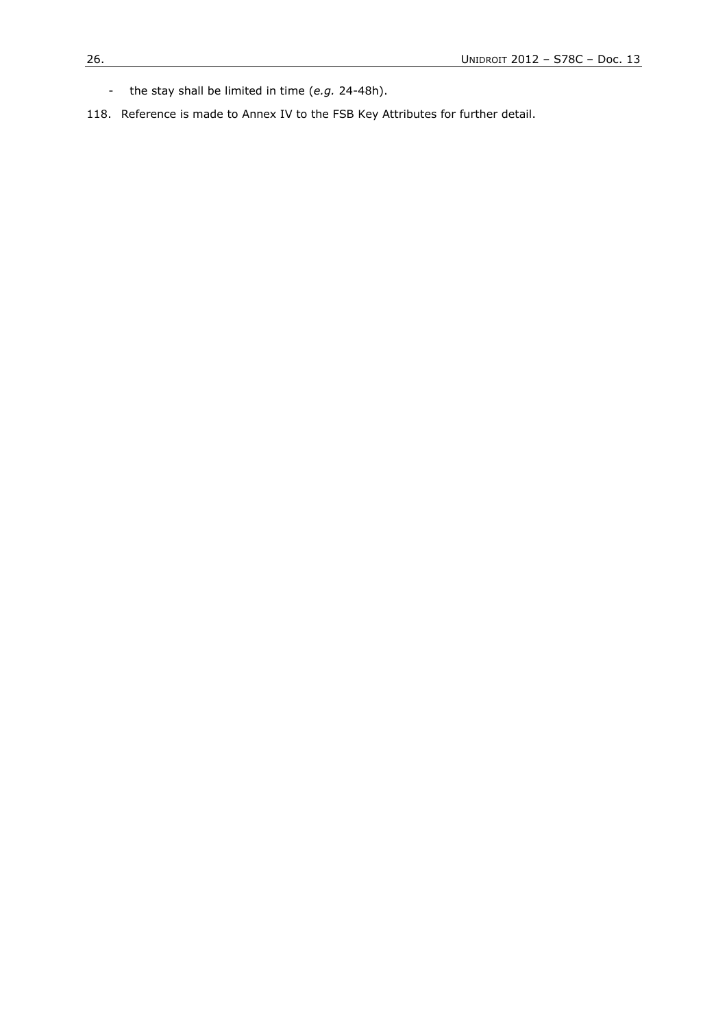- the stay shall be limited in time (*e.g.* 24-48h).

118. Reference is made to Annex IV to the FSB Key Attributes for further detail.